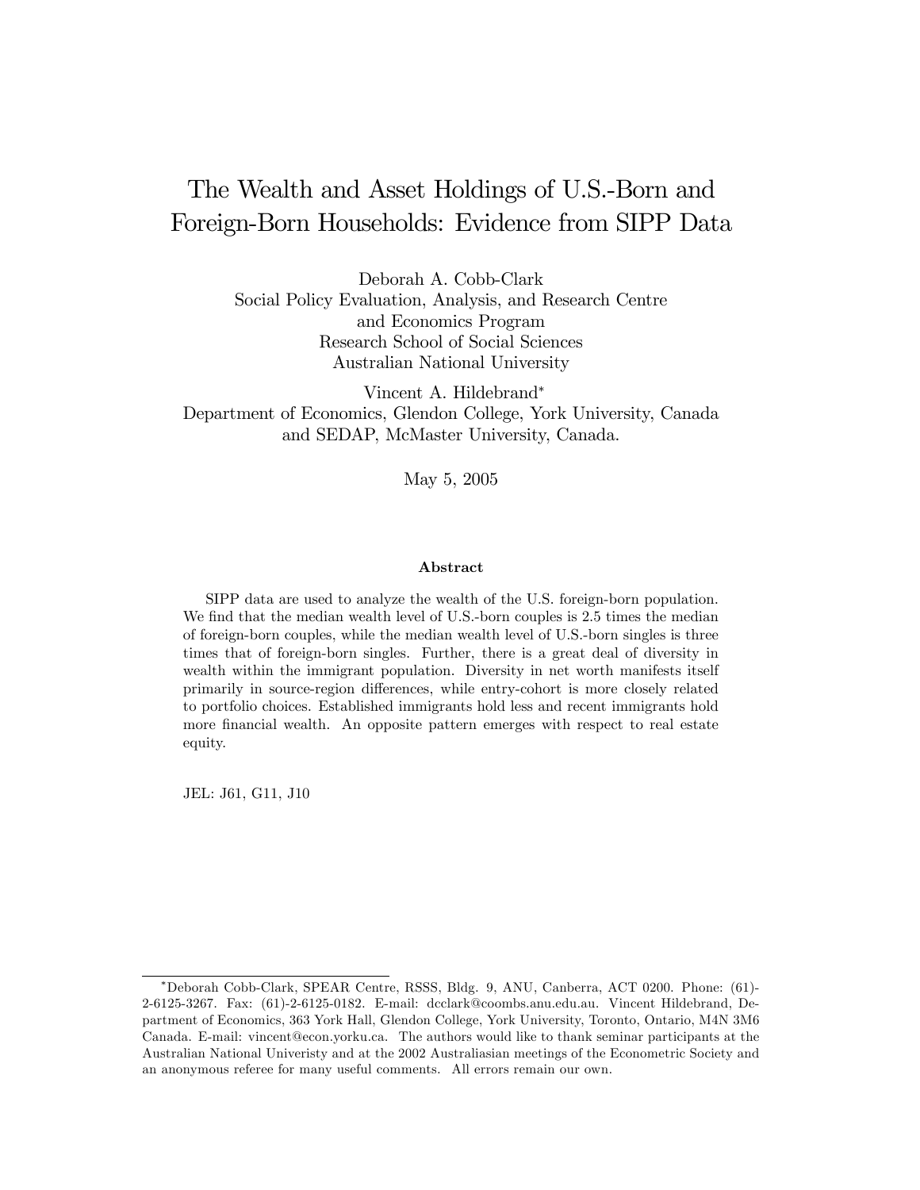# The Wealth and Asset Holdings of U.S.-Born and Foreign-Born Households: Evidence from SIPP Data

Deborah A. Cobb-Clark
Social Policy Evaluation, Analysis, and Research Centre
and Economics Program
Research School of Social Sciences
Australian National University

Vincent A. Hildebrand*
Department of Economics, Glendon College, York University, Canada
and SEDAP, McMaster University, Canada.

May 5, 2005

**Abstract**

SIPP data are used to analyze the wealth of the U.S. foreign-born population. We find that the median wealth level of U.S.-born couples is 2.5 times the median of foreign-born couples, while the median wealth level of U.S.-born singles is three times that of foreign-born singles. Further, there is a great deal of diversity in wealth within the immigrant population. Diversity in net worth manifests itself primarily in source-region differences, while entry-cohort is more closely related to portfolio choices. Established immigrants hold less and recent immigrants hold more financial wealth. An opposite pattern emerges with respect to real estate equity.

JEL: J61, G11, J10

---

*Deborah Cobb-Clark, SPEAR Centre, RSSS, Bldg. 9, ANU, Canberra, ACT 0200. Phone: (61)-2-6125-3267. Fax: (61)-2-6125-0182. E-mail: dcclark@coombs.anu.edu.au. Vincent Hildebrand, Department of Economics, 363 York Hall, Glendon College, York University, Toronto, Ontario, M4N 3M6 Canada. E-mail: vincent@econ.yorku.ca. The authors would like to thank seminar participants at the Australian National Univeristy and at the 2002 Australiasian meetings of the Econometric Society and an anonymous referee for many useful comments. All errors remain our own.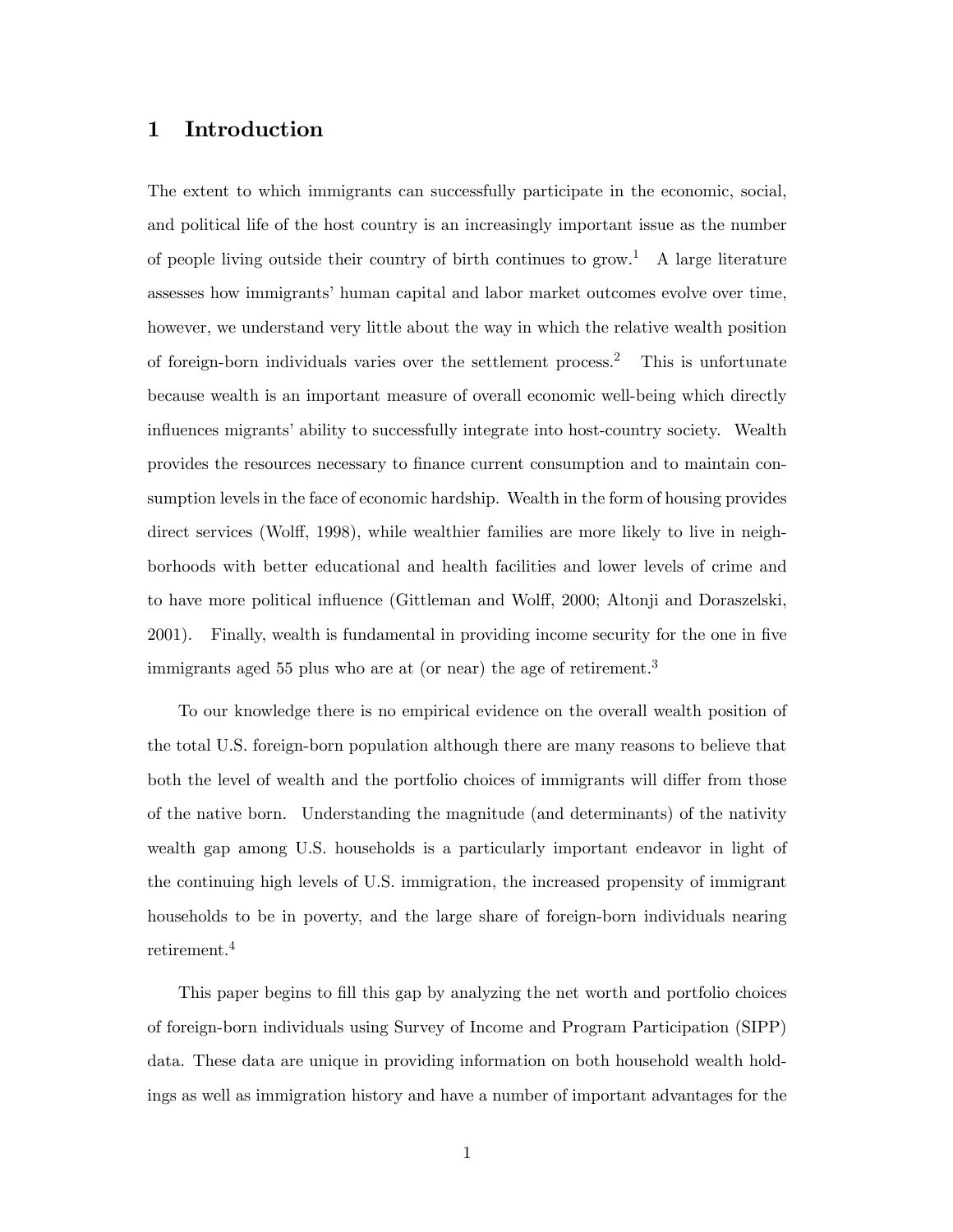# 1 Introduction

The extent to which immigrants can successfully participate in the economic, social, and political life of the host country is an increasingly important issue as the number of people living outside their country of birth continues to grow.[1] A large literature assesses how immigrants' human capital and labor market outcomes evolve over time, however, we understand very little about the way in which the relative wealth position of foreign-born individuals varies over the settlement process.[2] This is unfortunate because wealth is an important measure of overall economic well-being which directly influences migrants' ability to successfully integrate into host-country society. Wealth provides the resources necessary to finance current consumption and to maintain consumption levels in the face of economic hardship. Wealth in the form of housing provides direct services (Wolff, 1998), while wealthier families are more likely to live in neighborhoods with better educational and health facilities and lower levels of crime and to have more political influence (Gittleman and Wolff, 2000; Altonji and Doraszelski, 2001). Finally, wealth is fundamental in providing income security for the one in five immigrants aged 55 plus who are at (or near) the age of retirement.[3]

To our knowledge there is no empirical evidence on the overall wealth position of the total U.S. foreign-born population although there are many reasons to believe that both the level of wealth and the portfolio choices of immigrants will differ from those of the native born. Understanding the magnitude (and determinants) of the nativity wealth gap among U.S. households is a particularly important endeavor in light of the continuing high levels of U.S. immigration, the increased propensity of immigrant households to be in poverty, and the large share of foreign-born individuals nearing retirement.[4]

This paper begins to fill this gap by analyzing the net worth and portfolio choices of foreign-born individuals using Survey of Income and Program Participation (SIPP) data. These data are unique in providing information on both household wealth holdings as well as immigration history and have a number of important advantages for the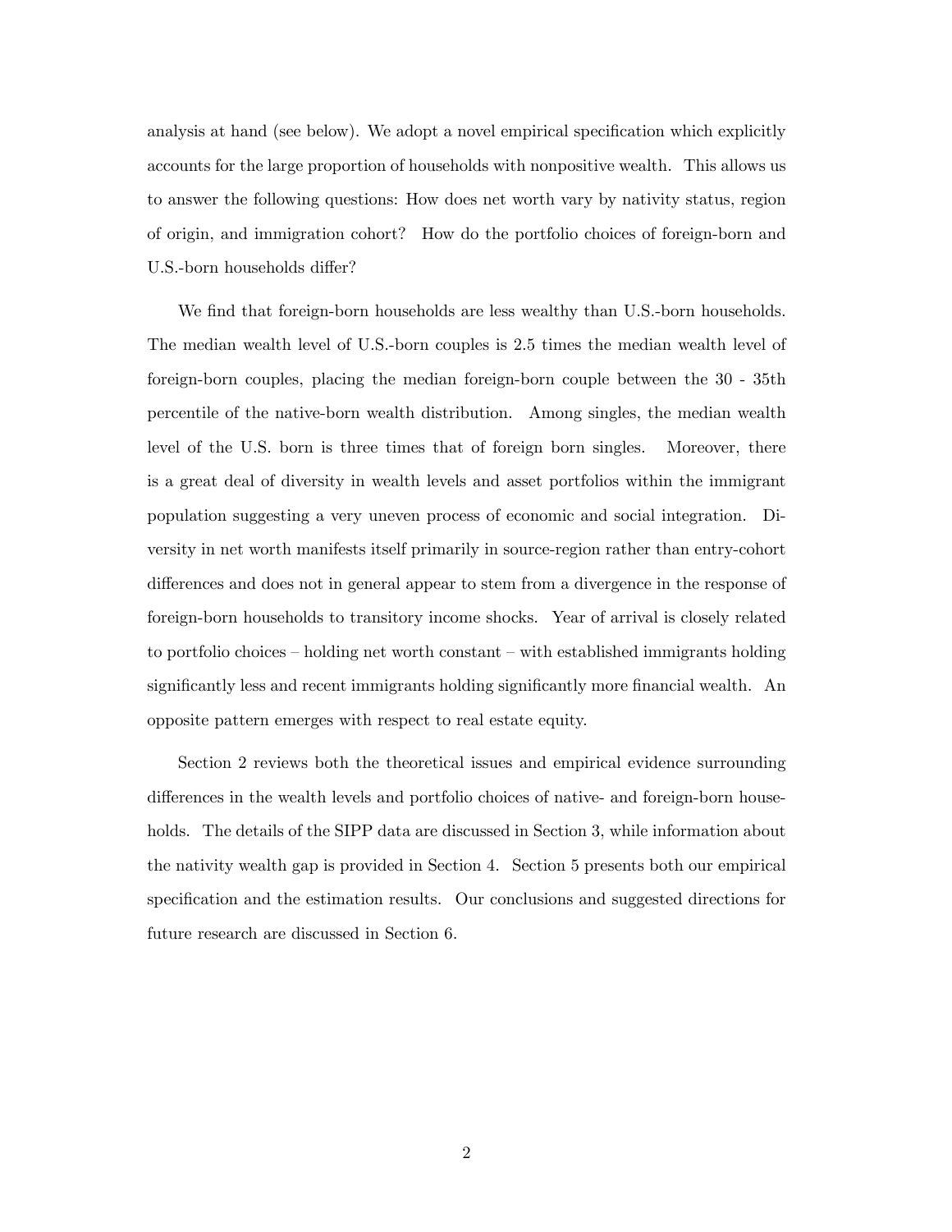analysis at hand (see below). We adopt a novel empirical specification which explicitly accounts for the large proportion of households with nonpositive wealth. This allows us to answer the following questions: How does net worth vary by nativity status, region of origin, and immigration cohort? How do the portfolio choices of foreign-born and U.S.-born households differ?

We find that foreign-born households are less wealthy than U.S.-born households. The median wealth level of U.S.-born couples is 2.5 times the median wealth level of foreign-born couples, placing the median foreign-born couple between the 30 - 35th percentile of the native-born wealth distribution. Among singles, the median wealth level of the U.S. born is three times that of foreign born singles. Moreover, there is a great deal of diversity in wealth levels and asset portfolios within the immigrant population suggesting a very uneven process of economic and social integration. Diversity in net worth manifests itself primarily in source-region rather than entry-cohort differences and does not in general appear to stem from a divergence in the response of foreign-born households to transitory income shocks. Year of arrival is closely related to portfolio choices – holding net worth constant – with established immigrants holding significantly less and recent immigrants holding significantly more financial wealth. An opposite pattern emerges with respect to real estate equity.

Section 2 reviews both the theoretical issues and empirical evidence surrounding differences in the wealth levels and portfolio choices of native- and foreign-born households. The details of the SIPP data are discussed in Section 3, while information about the nativity wealth gap is provided in Section 4. Section 5 presents both our empirical specification and the estimation results. Our conclusions and suggested directions for future research are discussed in Section 6.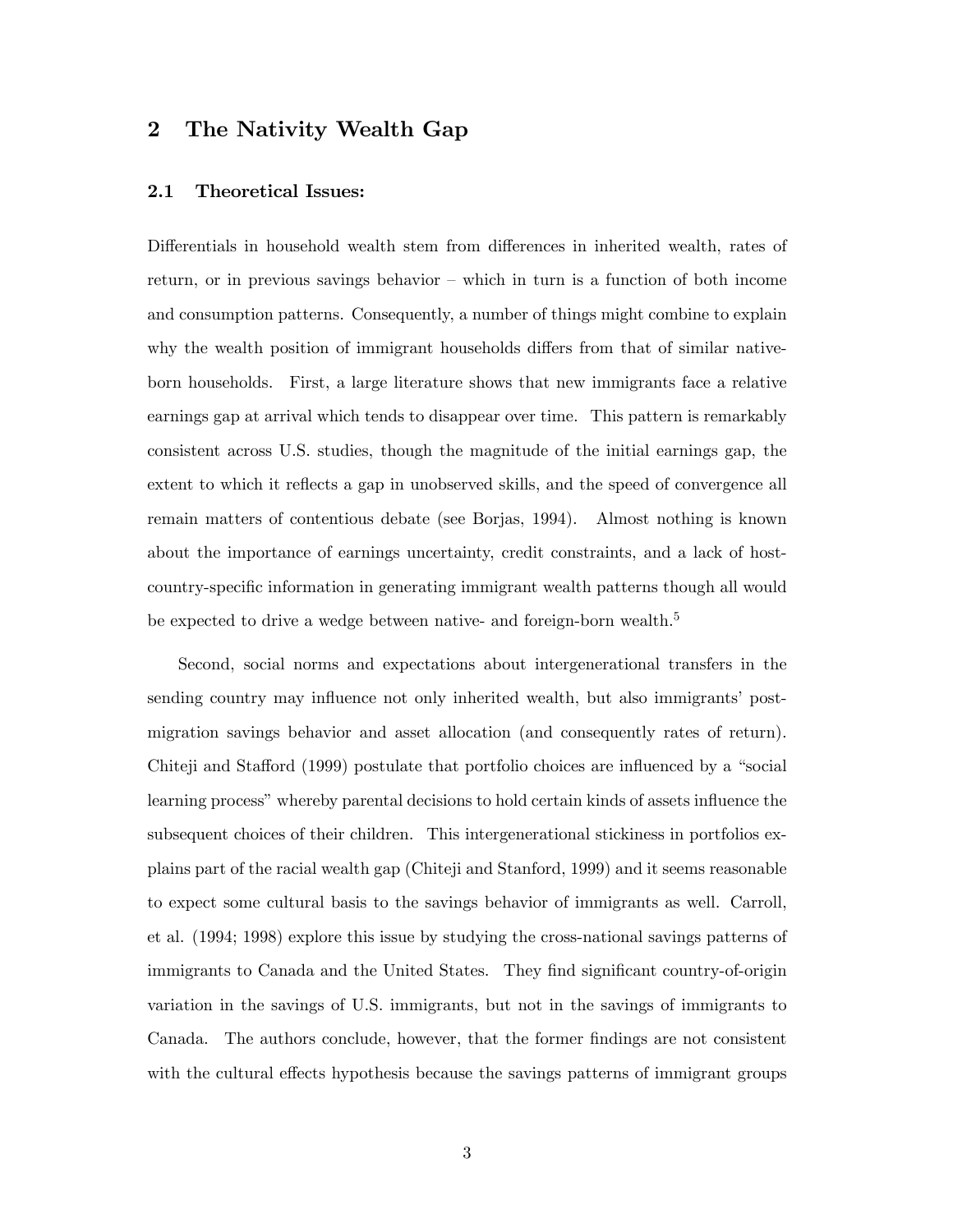## 2 The Nativity Wealth Gap

### 2.1 Theoretical Issues:

Differentials in household wealth stem from differences in inherited wealth, rates of return, or in previous savings behavior – which in turn is a function of both income and consumption patterns. Consequently, a number of things might combine to explain why the wealth position of immigrant households differs from that of similar native-born households. First, a large literature shows that new immigrants face a relative earnings gap at arrival which tends to disappear over time. This pattern is remarkably consistent across U.S. studies, though the magnitude of the initial earnings gap, the extent to which it reflects a gap in unobserved skills, and the speed of convergence all remain matters of contentious debate (see Borjas, 1994). Almost nothing is known about the importance of earnings uncertainty, credit constraints, and a lack of host-country-specific information in generating immigrant wealth patterns though all would be expected to drive a wedge between native- and foreign-born wealth.[5]

Second, social norms and expectations about intergenerational transfers in the sending country may influence not only inherited wealth, but also immigrants' post-migration savings behavior and asset allocation (and consequently rates of return). Chiteji and Stafford (1999) postulate that portfolio choices are influenced by a "social learning process" whereby parental decisions to hold certain kinds of assets influence the subsequent choices of their children. This intergenerational stickiness in portfolios explains part of the racial wealth gap (Chiteji and Stanford, 1999) and it seems reasonable to expect some cultural basis to the savings behavior of immigrants as well. Carroll, et al. (1994; 1998) explore this issue by studying the cross-national savings patterns of immigrants to Canada and the United States. They find significant country-of-origin variation in the savings of U.S. immigrants, but not in the savings of immigrants to Canada. The authors conclude, however, that the former findings are not consistent with the cultural effects hypothesis because the savings patterns of immigrant groups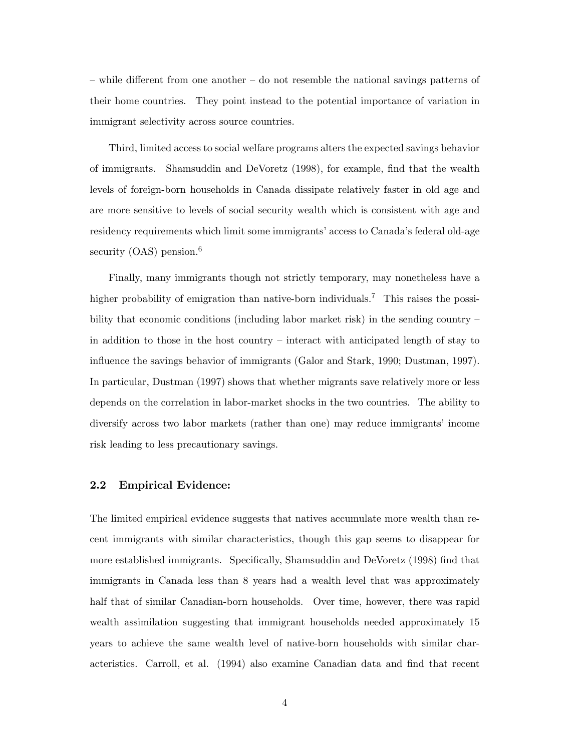– while different from one another – do not resemble the national savings patterns of their home countries. They point instead to the potential importance of variation in immigrant selectivity across source countries.

Third, limited access to social welfare programs alters the expected savings behavior of immigrants. Shamsuddin and DeVoretz (1998), for example, find that the wealth levels of foreign-born households in Canada dissipate relatively faster in old age and are more sensitive to levels of social security wealth which is consistent with age and residency requirements which limit some immigrants' access to Canada's federal old-age security (OAS) pension.[6]

Finally, many immigrants though not strictly temporary, may nonetheless have a higher probability of emigration than native-born individuals.[7] This raises the possibility that economic conditions (including labor market risk) in the sending country – in addition to those in the host country – interact with anticipated length of stay to influence the savings behavior of immigrants (Galor and Stark, 1990; Dustman, 1997). In particular, Dustman (1997) shows that whether migrants save relatively more or less depends on the correlation in labor-market shocks in the two countries. The ability to diversify across two labor markets (rather than one) may reduce immigrants' income risk leading to less precautionary savings.

### 2.2 Empirical Evidence:

The limited empirical evidence suggests that natives accumulate more wealth than recent immigrants with similar characteristics, though this gap seems to disappear for more established immigrants. Specifically, Shamsuddin and DeVoretz (1998) find that immigrants in Canada less than 8 years had a wealth level that was approximately half that of similar Canadian-born households. Over time, however, there was rapid wealth assimilation suggesting that immigrant households needed approximately 15 years to achieve the same wealth level of native-born households with similar characteristics. Carroll, et al. (1994) also examine Canadian data and find that recent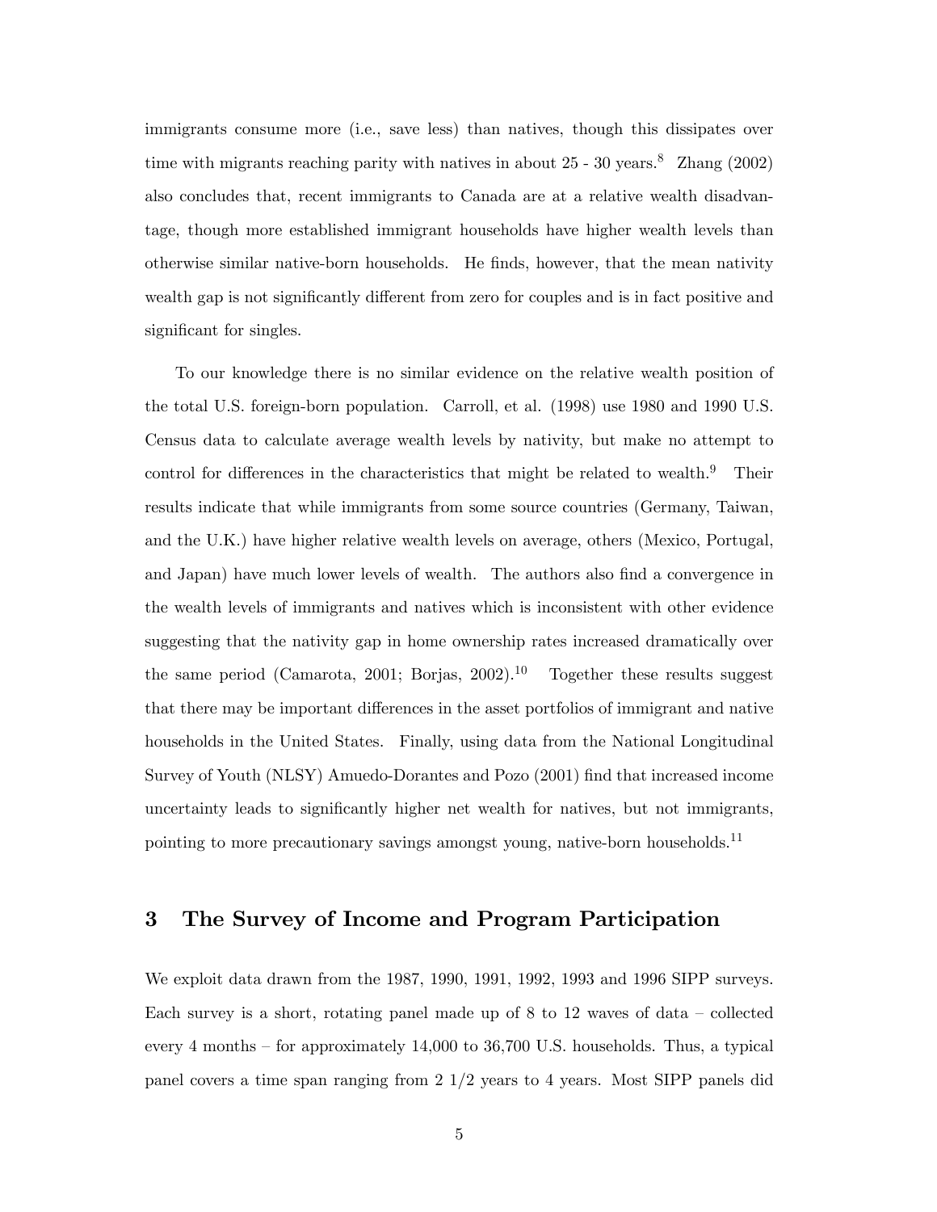immigrants consume more (i.e., save less) than natives, though this dissipates over time with migrants reaching parity with natives in about 25 - 30 years.[8] Zhang (2002) also concludes that, recent immigrants to Canada are at a relative wealth disadvantage, though more established immigrant households have higher wealth levels than otherwise similar native-born households. He finds, however, that the mean nativity wealth gap is not significantly different from zero for couples and is in fact positive and significant for singles.

To our knowledge there is no similar evidence on the relative wealth position of the total U.S. foreign-born population. Carroll, et al. (1998) use 1980 and 1990 U.S. Census data to calculate average wealth levels by nativity, but make no attempt to control for differences in the characteristics that might be related to wealth.[9] Their results indicate that while immigrants from some source countries (Germany, Taiwan, and the U.K.) have higher relative wealth levels on average, others (Mexico, Portugal, and Japan) have much lower levels of wealth. The authors also find a convergence in the wealth levels of immigrants and natives which is inconsistent with other evidence suggesting that the nativity gap in home ownership rates increased dramatically over the same period (Camarota, 2001; Borjas, 2002).[10] Together these results suggest that there may be important differences in the asset portfolios of immigrant and native households in the United States. Finally, using data from the National Longitudinal Survey of Youth (NLSY) Amuedo-Dorantes and Pozo (2001) find that increased income uncertainty leads to significantly higher net wealth for natives, but not immigrants, pointing to more precautionary savings amongst young, native-born households.[11]

## 3 The Survey of Income and Program Participation

We exploit data drawn from the 1987, 1990, 1991, 1992, 1993 and 1996 SIPP surveys. Each survey is a short, rotating panel made up of 8 to 12 waves of data – collected every 4 months – for approximately 14,000 to 36,700 U.S. households. Thus, a typical panel covers a time span ranging from 2 1/2 years to 4 years. Most SIPP panels did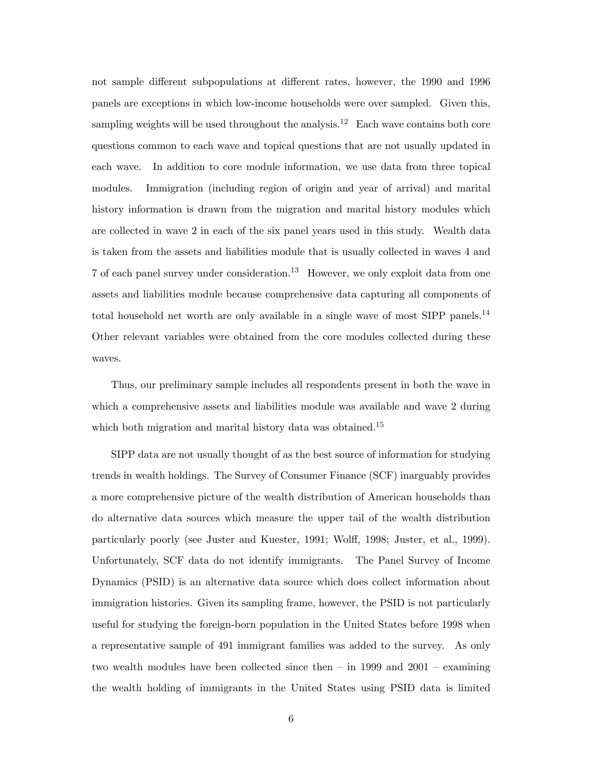not sample different subpopulations at different rates, however, the 1990 and 1996 panels are exceptions in which low-income households were over sampled. Given this, sampling weights will be used throughout the analysis.[12] Each wave contains both core questions common to each wave and topical questions that are not usually updated in each wave. In addition to core module information, we use data from three topical modules. Immigration (including region of origin and year of arrival) and marital history information is drawn from the migration and marital history modules which are collected in wave 2 in each of the six panel years used in this study. Wealth data is taken from the assets and liabilities module that is usually collected in waves 4 and 7 of each panel survey under consideration.[13] However, we only exploit data from one assets and liabilities module because comprehensive data capturing all components of total household net worth are only available in a single wave of most SIPP panels.[14] Other relevant variables were obtained from the core modules collected during these waves.

Thus, our preliminary sample includes all respondents present in both the wave in which a comprehensive assets and liabilities module was available and wave 2 during which both migration and marital history data was obtained.[15]

SIPP data are not usually thought of as the best source of information for studying trends in wealth holdings. The Survey of Consumer Finance (SCF) inarguably provides a more comprehensive picture of the wealth distribution of American households than do alternative data sources which measure the upper tail of the wealth distribution particularly poorly (see Juster and Kuester, 1991; Wolff, 1998; Juster, et al., 1999). Unfortunately, SCF data do not identify immigrants. The Panel Survey of Income Dynamics (PSID) is an alternative data source which does collect information about immigration histories. Given its sampling frame, however, the PSID is not particularly useful for studying the foreign-born population in the United States before 1998 when a representative sample of 491 immigrant families was added to the survey. As only two wealth modules have been collected since then – in 1999 and 2001 – examining the wealth holding of immigrants in the United States using PSID data is limited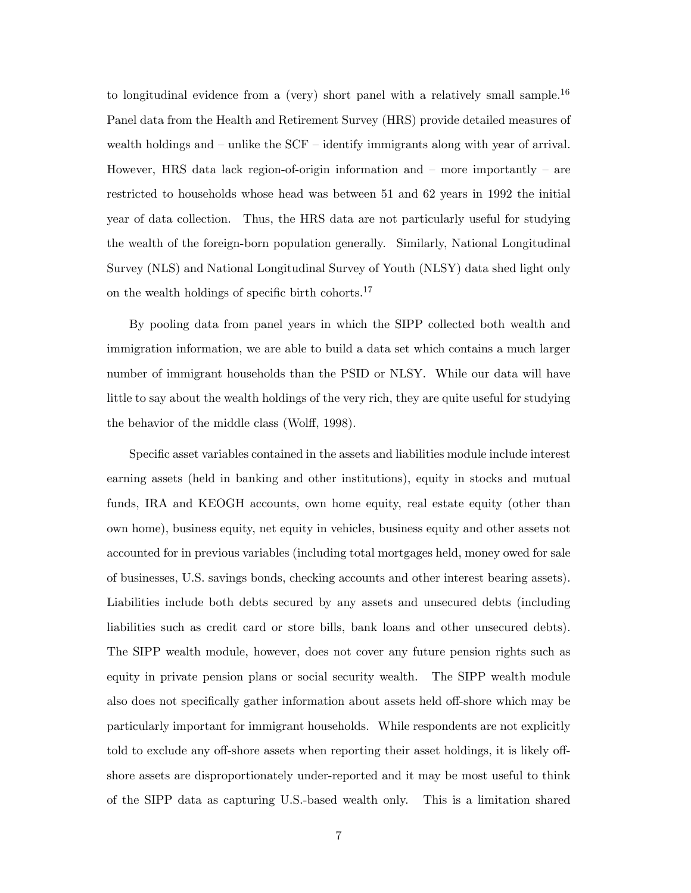to longitudinal evidence from a (very) short panel with a relatively small sample.[16] Panel data from the Health and Retirement Survey (HRS) provide detailed measures of wealth holdings and – unlike the SCF – identify immigrants along with year of arrival. However, HRS data lack region-of-origin information and – more importantly – are restricted to households whose head was between 51 and 62 years in 1992 the initial year of data collection. Thus, the HRS data are not particularly useful for studying the wealth of the foreign-born population generally. Similarly, National Longitudinal Survey (NLS) and National Longitudinal Survey of Youth (NLSY) data shed light only on the wealth holdings of specific birth cohorts.[17]

By pooling data from panel years in which the SIPP collected both wealth and immigration information, we are able to build a data set which contains a much larger number of immigrant households than the PSID or NLSY. While our data will have little to say about the wealth holdings of the very rich, they are quite useful for studying the behavior of the middle class (Wolff, 1998).

Specific asset variables contained in the assets and liabilities module include interest earning assets (held in banking and other institutions), equity in stocks and mutual funds, IRA and KEOGH accounts, own home equity, real estate equity (other than own home), business equity, net equity in vehicles, business equity and other assets not accounted for in previous variables (including total mortgages held, money owed for sale of businesses, U.S. savings bonds, checking accounts and other interest bearing assets). Liabilities include both debts secured by any assets and unsecured debts (including liabilities such as credit card or store bills, bank loans and other unsecured debts). The SIPP wealth module, however, does not cover any future pension rights such as equity in private pension plans or social security wealth. The SIPP wealth module also does not specifically gather information about assets held off-shore which may be particularly important for immigrant households. While respondents are not explicitly told to exclude any off-shore assets when reporting their asset holdings, it is likely off-shore assets are disproportionately under-reported and it may be most useful to think of the SIPP data as capturing U.S.-based wealth only. This is a limitation shared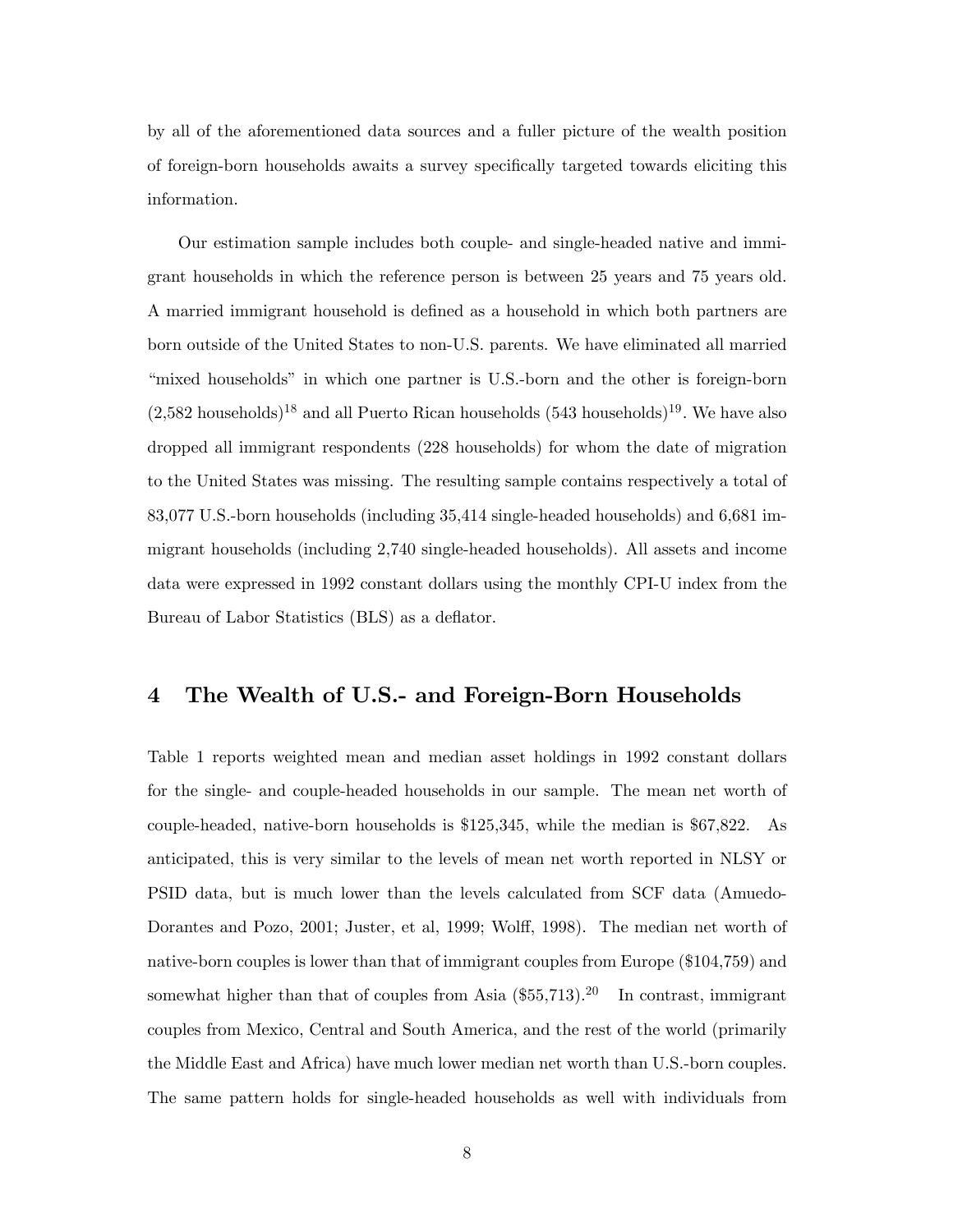by all of the aforementioned data sources and a fuller picture of the wealth position of foreign-born households awaits a survey specifically targeted towards eliciting this information.

Our estimation sample includes both couple- and single-headed native and immigrant households in which the reference person is between 25 years and 75 years old. A married immigrant household is defined as a household in which both partners are born outside of the United States to non-U.S. parents. We have eliminated all married "mixed households" in which one partner is U.S.-born and the other is foreign-born (2,582 households)[18] and all Puerto Rican households (543 households)[19]. We have also dropped all immigrant respondents (228 households) for whom the date of migration to the United States was missing. The resulting sample contains respectively a total of 83,077 U.S.-born households (including 35,414 single-headed households) and 6,681 immigrant households (including 2,740 single-headed households). All assets and income data were expressed in 1992 constant dollars using the monthly CPI-U index from the Bureau of Labor Statistics (BLS) as a deflator.

## 4 The Wealth of U.S.- and Foreign-Born Households

Table 1 reports weighted mean and median asset holdings in 1992 constant dollars for the single- and couple-headed households in our sample. The mean net worth of couple-headed, native-born households is $125,345, while the median is $67,822. As anticipated, this is very similar to the levels of mean net worth reported in NLSY or PSID data, but is much lower than the levels calculated from SCF data (Amuedo-Dorantes and Pozo, 2001; Juster, et al, 1999; Wolff, 1998). The median net worth of native-born couples is lower than that of immigrant couples from Europe ($104,759) and somewhat higher than that of couples from Asia ($55,713).[20] In contrast, immigrant couples from Mexico, Central and South America, and the rest of the world (primarily the Middle East and Africa) have much lower median net worth than U.S.-born couples. The same pattern holds for single-headed households as well with individuals from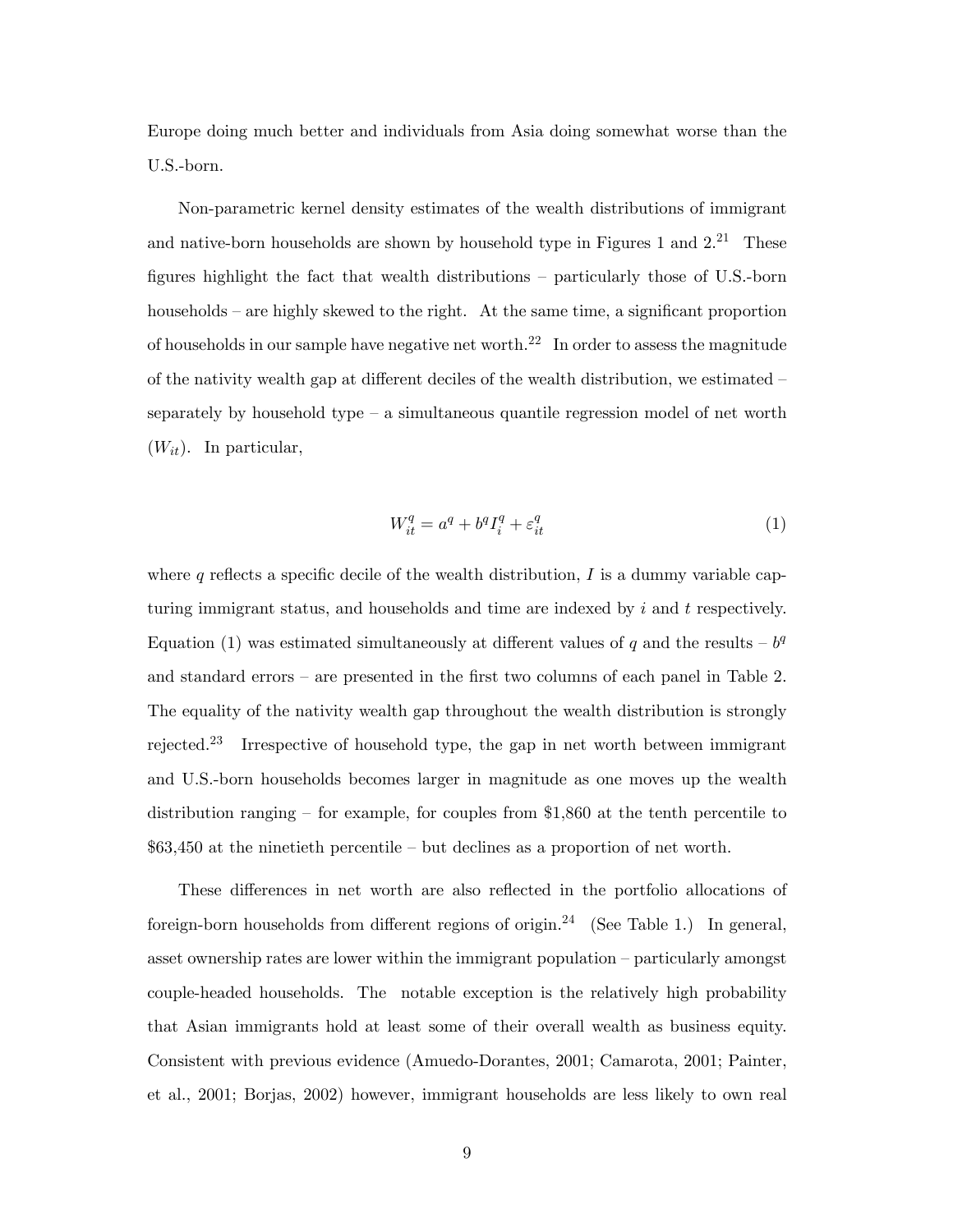Europe doing much better and individuals from Asia doing somewhat worse than the U.S.-born.

Non-parametric kernel density estimates of the wealth distributions of immigrant and native-born households are shown by household type in Figures 1 and 2.[21] These figures highlight the fact that wealth distributions – particularly those of U.S.-born households – are highly skewed to the right. At the same time, a significant proportion of households in our sample have negative net worth.[22] In order to assess the magnitude of the nativity wealth gap at different deciles of the wealth distribution, we estimated – separately by household type – a simultaneous quantile regression model of net worth ($W_{it}$). In particular,

$$W_{it}^{q} = a^{q} + b^{q} I_{i}^{q} + \varepsilon_{it}^{q} \tag{1}$$

where $q$ reflects a specific decile of the wealth distribution, $I$ is a dummy variable capturing immigrant status, and households and time are indexed by $i$ and $t$ respectively. Equation (1) was estimated simultaneously at different values of $q$ and the results – $b^q$ and standard errors – are presented in the first two columns of each panel in Table 2. The equality of the nativity wealth gap throughout the wealth distribution is strongly rejected.[23] Irrespective of household type, the gap in net worth between immigrant and U.S.-born households becomes larger in magnitude as one moves up the wealth distribution ranging – for example, for couples from \$1,860 at the tenth percentile to \$63,450 at the ninetieth percentile – but declines as a proportion of net worth.

These differences in net worth are also reflected in the portfolio allocations of foreign-born households from different regions of origin.[24] (See Table 1.) In general, asset ownership rates are lower within the immigrant population – particularly amongst couple-headed households. The notable exception is the relatively high probability that Asian immigrants hold at least some of their overall wealth as business equity. Consistent with previous evidence (Amuedo-Dorantes, 2001; Camarota, 2001; Painter, et al., 2001; Borjas, 2002) however, immigrant households are less likely to own real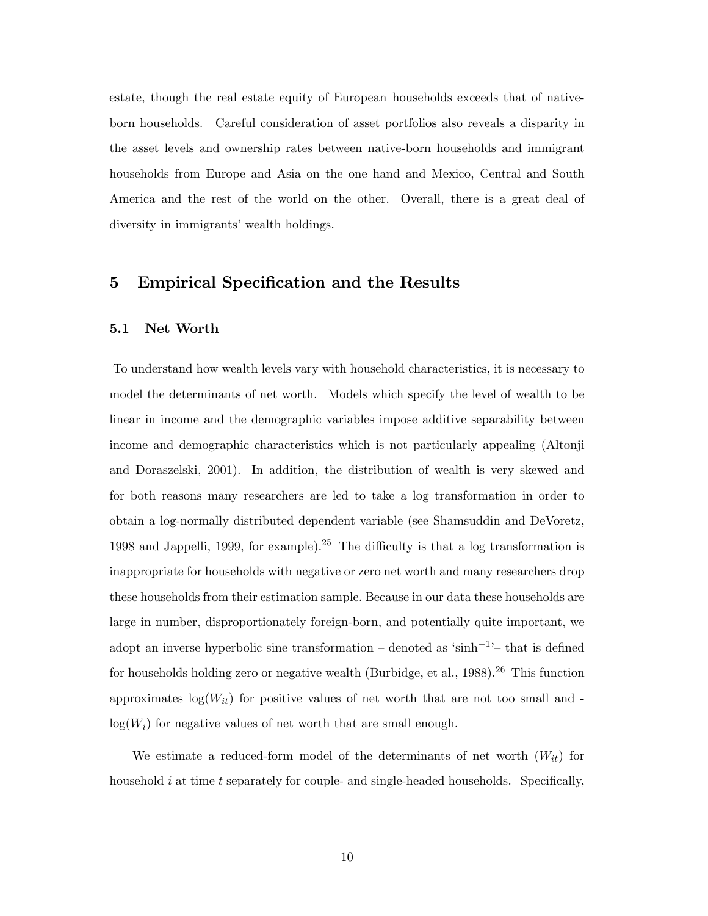estate, though the real estate equity of European households exceeds that of native-born households. Careful consideration of asset portfolios also reveals a disparity in the asset levels and ownership rates between native-born households and immigrant households from Europe and Asia on the one hand and Mexico, Central and South America and the rest of the world on the other. Overall, there is a great deal of diversity in immigrants' wealth holdings.

# 5 Empirical Specification and the Results

## 5.1 Net Worth

To understand how wealth levels vary with household characteristics, it is necessary to model the determinants of net worth. Models which specify the level of wealth to be linear in income and the demographic variables impose additive separability between income and demographic characteristics which is not particularly appealing (Altonji and Doraszelski, 2001). In addition, the distribution of wealth is very skewed and for both reasons many researchers are led to take a log transformation in order to obtain a log-normally distributed dependent variable (see Shamsuddin and DeVoretz, 1998 and Jappelli, 1999, for example).[25] The difficulty is that a log transformation is inappropriate for households with negative or zero net worth and many researchers drop these households from their estimation sample. Because in our data these households are large in number, disproportionately foreign-born, and potentially quite important, we adopt an inverse hyperbolic sine transformation – denoted as '$\sinh^{-1}$'– that is defined for households holding zero or negative wealth (Burbidge, et al., 1988).[26] This function approximates $\log(W_{it})$ for positive values of net worth that are not too small and -$\log(W_i)$ for negative values of net worth that are small enough.

We estimate a reduced-form model of the determinants of net worth ($W_{it}$) for household $i$ at time $t$ separately for couple- and single-headed households. Specifically,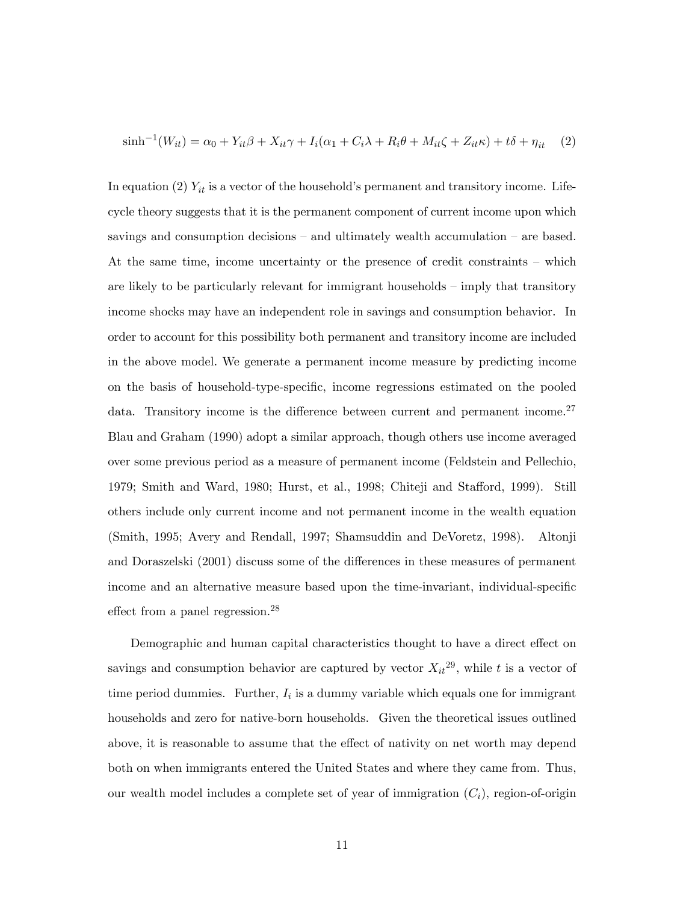$$\sinh^{-1}(W_{it}) = \alpha_0 + Y_{it}\beta + X_{it}\gamma + I_i(\alpha_1 + C_i\lambda + R_i\theta + M_{it}\zeta + Z_{it}\kappa) + t\delta + \eta_{it} \quad (2)$$

In equation (2) $Y_{it}$ is a vector of the household's permanent and transitory income. Life-cycle theory suggests that it is the permanent component of current income upon which savings and consumption decisions – and ultimately wealth accumulation – are based. At the same time, income uncertainty or the presence of credit constraints – which are likely to be particularly relevant for immigrant households – imply that transitory income shocks may have an independent role in savings and consumption behavior. In order to account for this possibility both permanent and transitory income are included in the above model. We generate a permanent income measure by predicting income on the basis of household-type-specific, income regressions estimated on the pooled data. Transitory income is the difference between current and permanent income.[27] Blau and Graham (1990) adopt a similar approach, though others use income averaged over some previous period as a measure of permanent income (Feldstein and Pellechio, 1979; Smith and Ward, 1980; Hurst, et al., 1998; Chiteji and Stafford, 1999). Still others include only current income and not permanent income in the wealth equation (Smith, 1995; Avery and Rendall, 1997; Shamsuddin and DeVoretz, 1998). Altonji and Doraszelski (2001) discuss some of the differences in these measures of permanent income and an alternative measure based upon the time-invariant, individual-specific effect from a panel regression.[28]

Demographic and human capital characteristics thought to have a direct effect on savings and consumption behavior are captured by vector $X_{it}$[29], while $t$ is a vector of time period dummies. Further, $I_i$ is a dummy variable which equals one for immigrant households and zero for native-born households. Given the theoretical issues outlined above, it is reasonable to assume that the effect of nativity on net worth may depend both on when immigrants entered the United States and where they came from. Thus, our wealth model includes a complete set of year of immigration ($C_i$), region-of-origin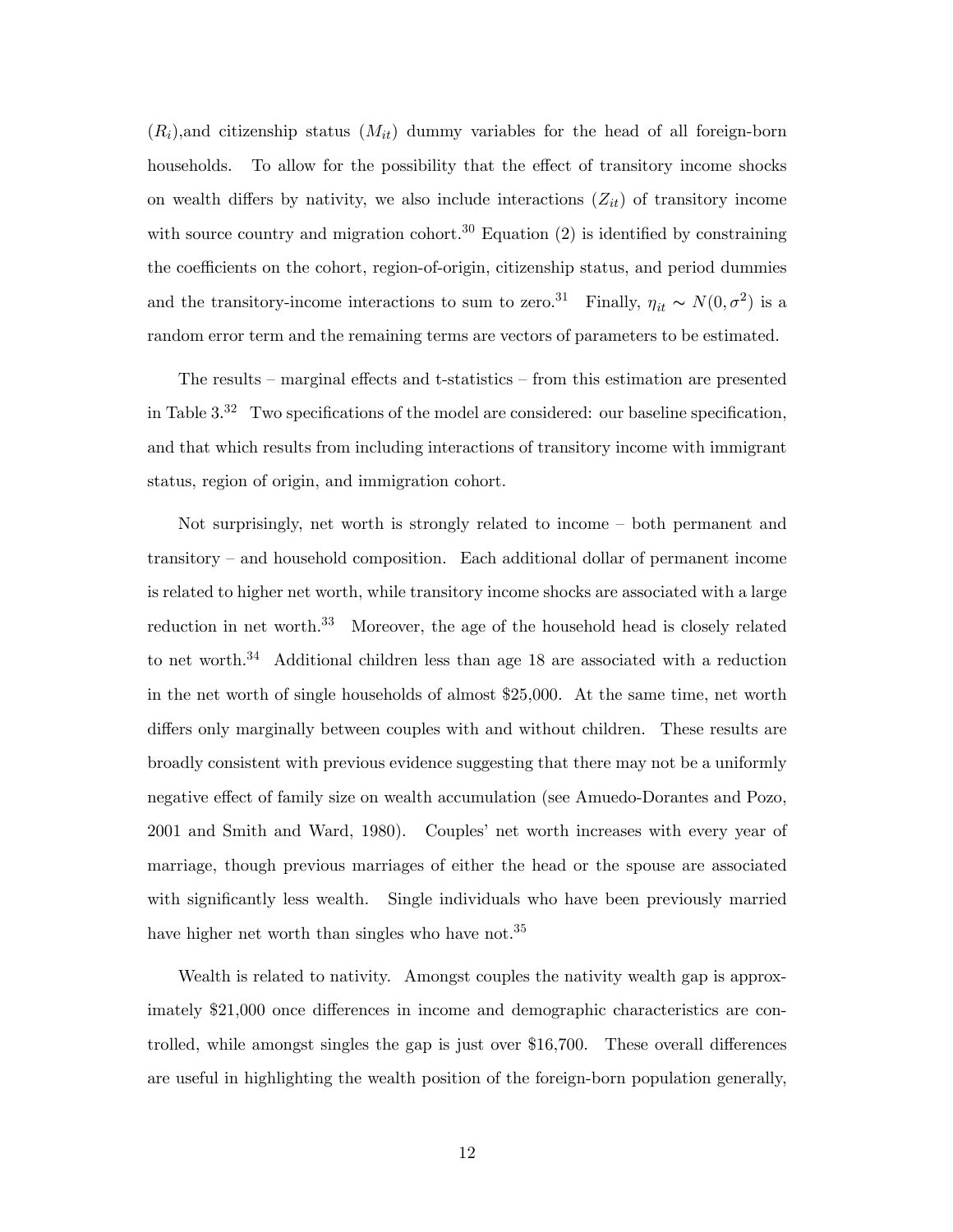($R_i$),and citizenship status ($M_{it}$) dummy variables for the head of all foreign-born households. To allow for the possibility that the effect of transitory income shocks on wealth differs by nativity, we also include interactions ($Z_{it}$) of transitory income with source country and migration cohort.[30] Equation (2) is identified by constraining the coefficients on the cohort, region-of-origin, citizenship status, and period dummies and the transitory-income interactions to sum to zero.[31] Finally, $\eta_{it} \sim N(0, \sigma^2)$ is a random error term and the remaining terms are vectors of parameters to be estimated.

The results – marginal effects and t-statistics – from this estimation are presented in Table 3.[32] Two specifications of the model are considered: our baseline specification, and that which results from including interactions of transitory income with immigrant status, region of origin, and immigration cohort.

Not surprisingly, net worth is strongly related to income – both permanent and transitory – and household composition. Each additional dollar of permanent income is related to higher net worth, while transitory income shocks are associated with a large reduction in net worth.[33] Moreover, the age of the household head is closely related to net worth.[34] Additional children less than age 18 are associated with a reduction in the net worth of single households of almost $25,000. At the same time, net worth differs only marginally between couples with and without children. These results are broadly consistent with previous evidence suggesting that there may not be a uniformly negative effect of family size on wealth accumulation (see Amuedo-Dorantes and Pozo, 2001 and Smith and Ward, 1980). Couples' net worth increases with every year of marriage, though previous marriages of either the head or the spouse are associated with significantly less wealth. Single individuals who have been previously married have higher net worth than singles who have not.[35]

Wealth is related to nativity. Amongst couples the nativity wealth gap is approximately $21,000 once differences in income and demographic characteristics are controlled, while amongst singles the gap is just over $16,700. These overall differences are useful in highlighting the wealth position of the foreign-born population generally,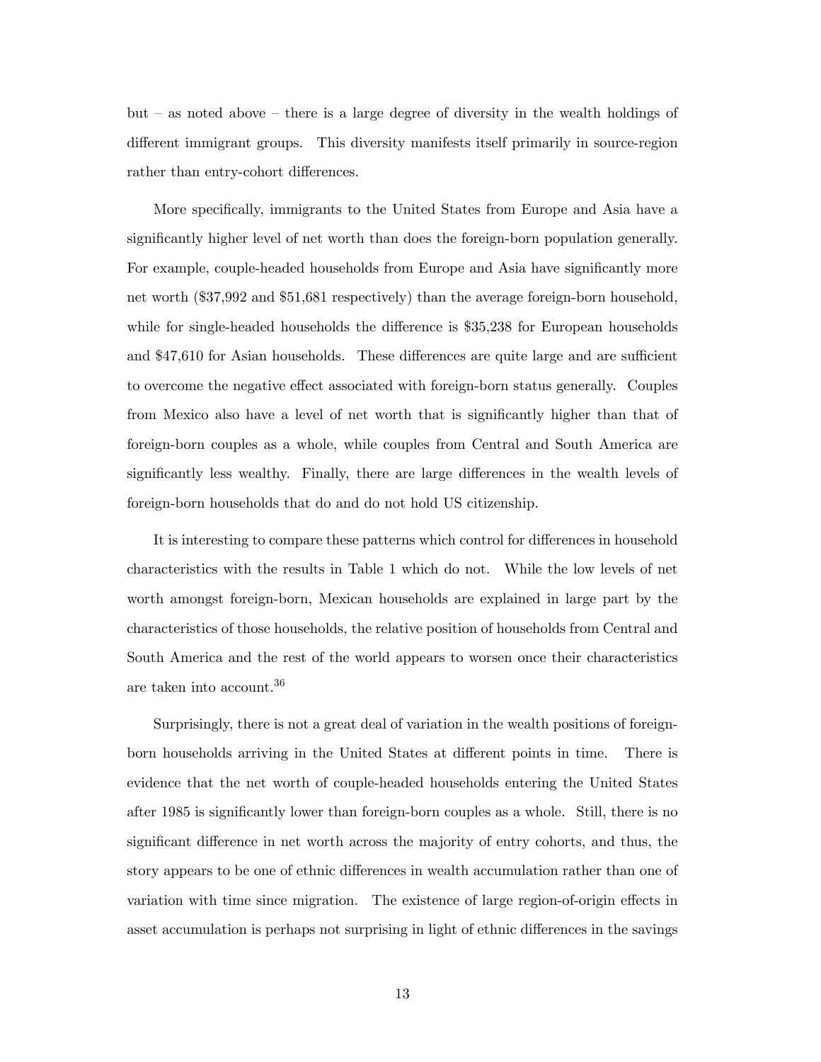but – as noted above – there is a large degree of diversity in the wealth holdings of different immigrant groups. This diversity manifests itself primarily in source-region rather than entry-cohort differences.

More specifically, immigrants to the United States from Europe and Asia have a significantly higher level of net worth than does the foreign-born population generally. For example, couple-headed households from Europe and Asia have significantly more net worth ($37,992 and $51,681 respectively) than the average foreign-born household, while for single-headed households the difference is $35,238 for European households and $47,610 for Asian households. These differences are quite large and are sufficient to overcome the negative effect associated with foreign-born status generally. Couples from Mexico also have a level of net worth that is significantly higher than that of foreign-born couples as a whole, while couples from Central and South America are significantly less wealthy. Finally, there are large differences in the wealth levels of foreign-born households that do and do not hold US citizenship.

It is interesting to compare these patterns which control for differences in household characteristics with the results in Table 1 which do not. While the low levels of net worth amongst foreign-born, Mexican households are explained in large part by the characteristics of those households, the relative position of households from Central and South America and the rest of the world appears to worsen once their characteristics are taken into account.[36]

Surprisingly, there is not a great deal of variation in the wealth positions of foreign-born households arriving in the United States at different points in time. There is evidence that the net worth of couple-headed households entering the United States after 1985 is significantly lower than foreign-born couples as a whole. Still, there is no significant difference in net worth across the majority of entry cohorts, and thus, the story appears to be one of ethnic differences in wealth accumulation rather than one of variation with time since migration. The existence of large region-of-origin effects in asset accumulation is perhaps not surprising in light of ethnic differences in the savings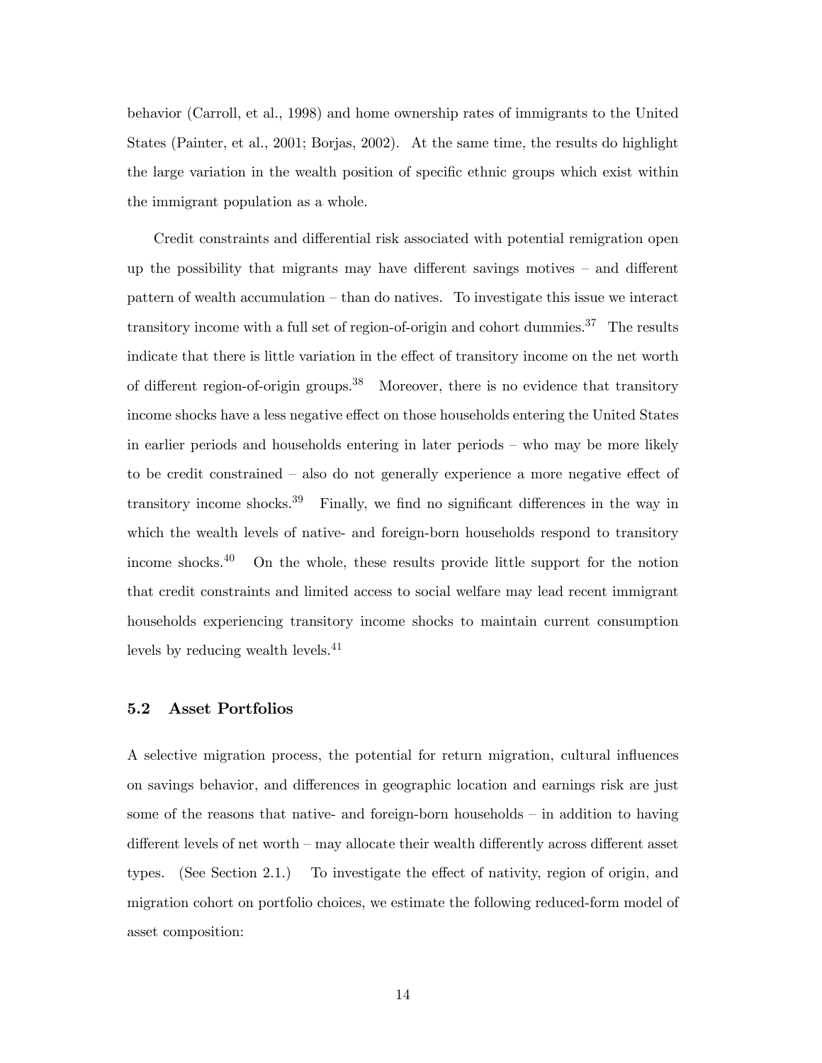behavior (Carroll, et al., 1998) and home ownership rates of immigrants to the United States (Painter, et al., 2001; Borjas, 2002). At the same time, the results do highlight the large variation in the wealth position of specific ethnic groups which exist within the immigrant population as a whole.

Credit constraints and differential risk associated with potential remigration open up the possibility that migrants may have different savings motives – and different pattern of wealth accumulation – than do natives. To investigate this issue we interact transitory income with a full set of region-of-origin and cohort dummies.[37] The results indicate that there is little variation in the effect of transitory income on the net worth of different region-of-origin groups.[38] Moreover, there is no evidence that transitory income shocks have a less negative effect on those households entering the United States in earlier periods and households entering in later periods – who may be more likely to be credit constrained – also do not generally experience a more negative effect of transitory income shocks.[39] Finally, we find no significant differences in the way in which the wealth levels of native- and foreign-born households respond to transitory income shocks.[40] On the whole, these results provide little support for the notion that credit constraints and limited access to social welfare may lead recent immigrant households experiencing transitory income shocks to maintain current consumption levels by reducing wealth levels.[41]

### 5.2 Asset Portfolios

A selective migration process, the potential for return migration, cultural influences on savings behavior, and differences in geographic location and earnings risk are just some of the reasons that native- and foreign-born households – in addition to having different levels of net worth – may allocate their wealth differently across different asset types. (See Section 2.1.) To investigate the effect of nativity, region of origin, and migration cohort on portfolio choices, we estimate the following reduced-form model of asset composition: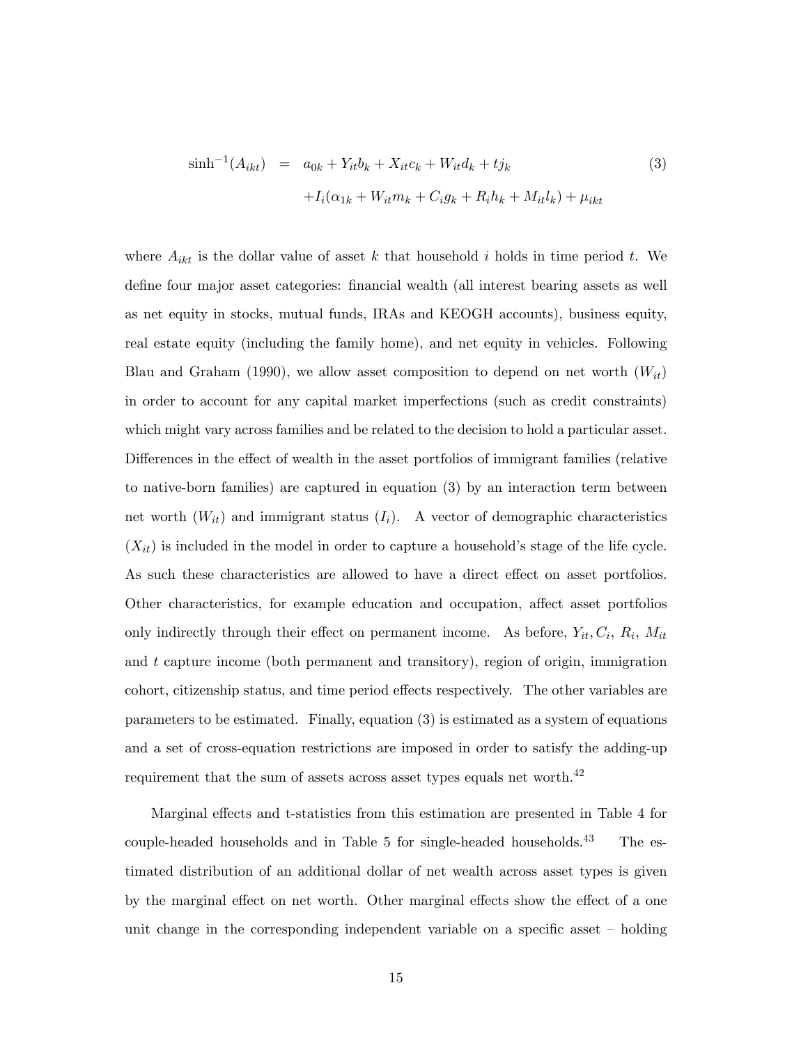$$
\begin{aligned}
\sinh^{-1}(A_{ikt}) &= a_{0k} + Y_{it}b_k + X_{it}c_k + W_{it}d_k + tj_k \\
&\quad + I_i(\alpha_{1k} + W_{it}m_k + C_i g_k + R_i h_k + M_{it}l_k) + \mu_{ikt}
\end{aligned}
\tag{3}
$$

where $A_{ikt}$ is the dollar value of asset $k$ that household $i$ holds in time period $t$. We define four major asset categories: financial wealth (all interest bearing assets as well as net equity in stocks, mutual funds, IRAs and KEOGH accounts), business equity, real estate equity (including the family home), and net equity in vehicles. Following Blau and Graham (1990), we allow asset composition to depend on net worth ($W_{it}$) in order to account for any capital market imperfections (such as credit constraints) which might vary across families and be related to the decision to hold a particular asset. Differences in the effect of wealth in the asset portfolios of immigrant families (relative to native-born families) are captured in equation (3) by an interaction term between net worth ($W_{it}$) and immigrant status ($I_i$). A vector of demographic characteristics ($X_{it}$) is included in the model in order to capture a household's stage of the life cycle. As such these characteristics are allowed to have a direct effect on asset portfolios. Other characteristics, for example education and occupation, affect asset portfolios only indirectly through their effect on permanent income. As before, $Y_{it}, C_i$, $R_i$, $M_{it}$ and $t$ capture income (both permanent and transitory), region of origin, immigration cohort, citizenship status, and time period effects respectively. The other variables are parameters to be estimated. Finally, equation (3) is estimated as a system of equations and a set of cross-equation restrictions are imposed in order to satisfy the adding-up requirement that the sum of assets across asset types equals net worth.[42]

Marginal effects and t-statistics from this estimation are presented in Table 4 for couple-headed households and in Table 5 for single-headed households.[43] The estimated distribution of an additional dollar of net wealth across asset types is given by the marginal effect on net worth. Other marginal effects show the effect of a one unit change in the corresponding independent variable on a specific asset – holding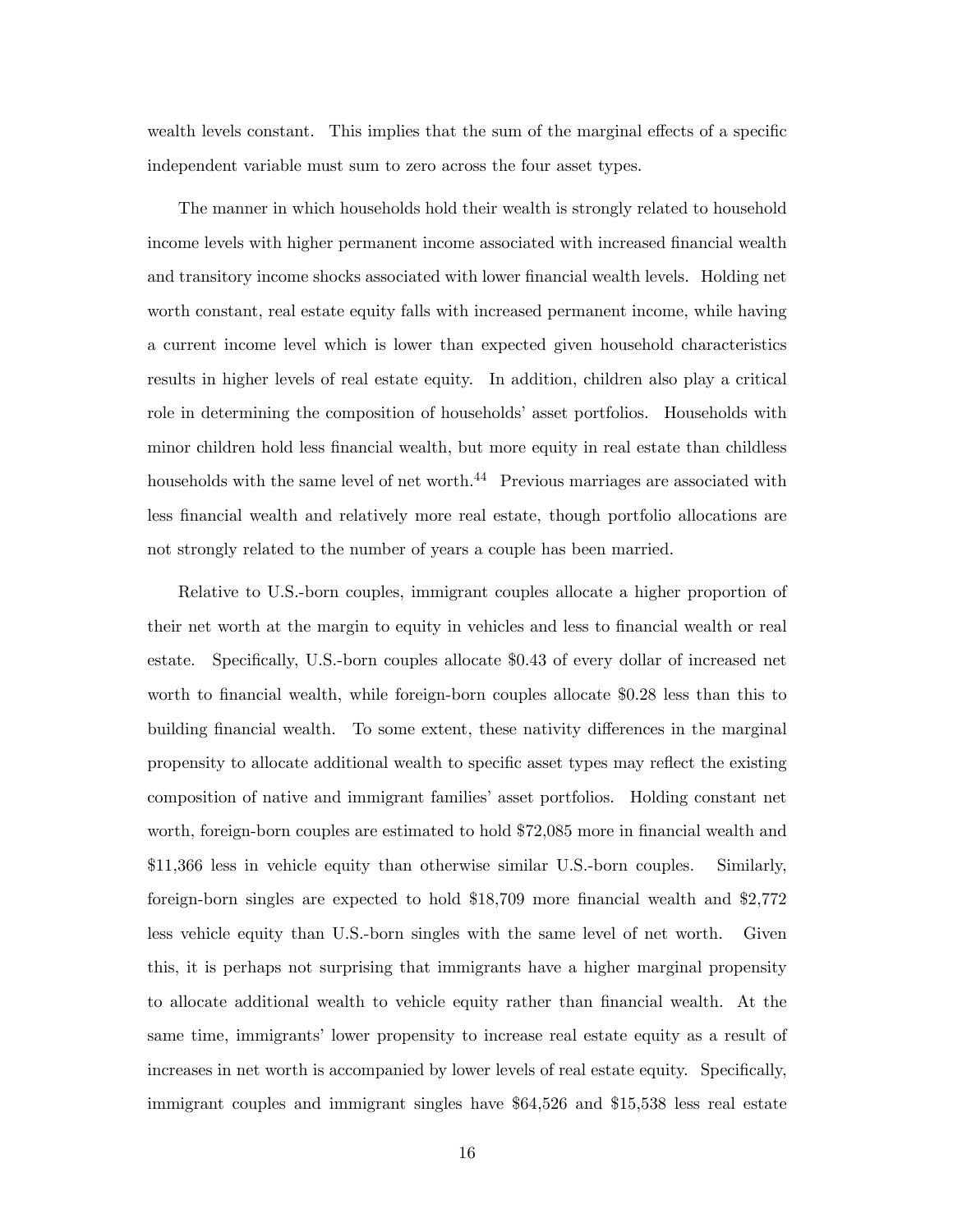wealth levels constant. This implies that the sum of the marginal effects of a specific independent variable must sum to zero across the four asset types.

The manner in which households hold their wealth is strongly related to household income levels with higher permanent income associated with increased financial wealth and transitory income shocks associated with lower financial wealth levels. Holding net worth constant, real estate equity falls with increased permanent income, while having a current income level which is lower than expected given household characteristics results in higher levels of real estate equity. In addition, children also play a critical role in determining the composition of households' asset portfolios. Households with minor children hold less financial wealth, but more equity in real estate than childless households with the same level of net worth.[44] Previous marriages are associated with less financial wealth and relatively more real estate, though portfolio allocations are not strongly related to the number of years a couple has been married.

Relative to U.S.-born couples, immigrant couples allocate a higher proportion of their net worth at the margin to equity in vehicles and less to financial wealth or real estate. Specifically, U.S.-born couples allocate $0.43 of every dollar of increased net worth to financial wealth, while foreign-born couples allocate $0.28 less than this to building financial wealth. To some extent, these nativity differences in the marginal propensity to allocate additional wealth to specific asset types may reflect the existing composition of native and immigrant families' asset portfolios. Holding constant net worth, foreign-born couples are estimated to hold $72,085 more in financial wealth and $11,366 less in vehicle equity than otherwise similar U.S.-born couples. Similarly, foreign-born singles are expected to hold $18,709 more financial wealth and $2,772 less vehicle equity than U.S.-born singles with the same level of net worth. Given this, it is perhaps not surprising that immigrants have a higher marginal propensity to allocate additional wealth to vehicle equity rather than financial wealth. At the same time, immigrants' lower propensity to increase real estate equity as a result of increases in net worth is accompanied by lower levels of real estate equity. Specifically, immigrant couples and immigrant singles have $64,526 and $15,538 less real estate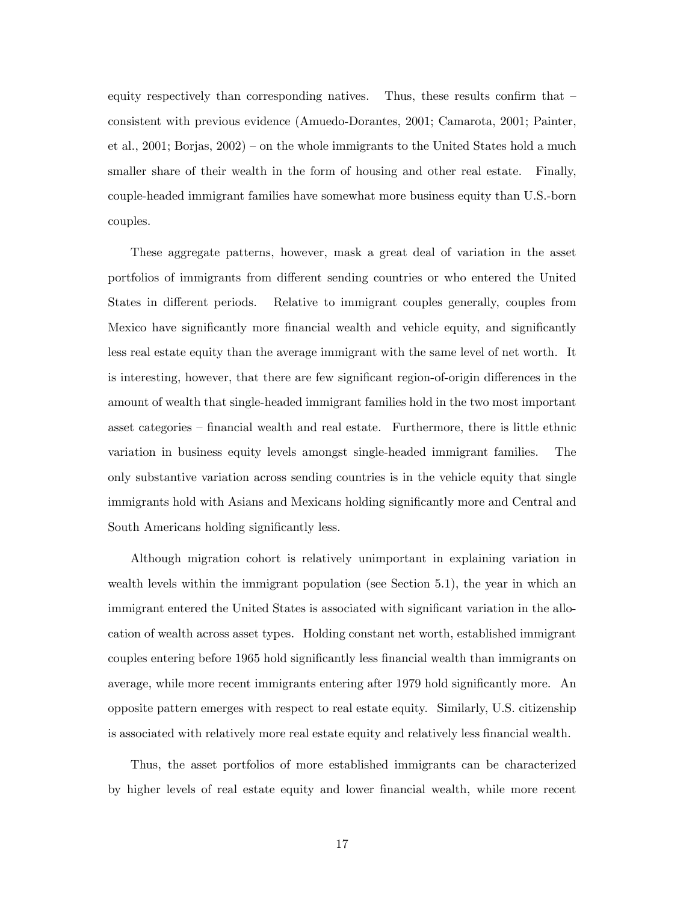equity respectively than corresponding natives. Thus, these results confirm that – consistent with previous evidence (Amuedo-Dorantes, 2001; Camarota, 2001; Painter, et al., 2001; Borjas, 2002) – on the whole immigrants to the United States hold a much smaller share of their wealth in the form of housing and other real estate. Finally, couple-headed immigrant families have somewhat more business equity than U.S.-born couples.

These aggregate patterns, however, mask a great deal of variation in the asset portfolios of immigrants from different sending countries or who entered the United States in different periods. Relative to immigrant couples generally, couples from Mexico have significantly more financial wealth and vehicle equity, and significantly less real estate equity than the average immigrant with the same level of net worth. It is interesting, however, that there are few significant region-of-origin differences in the amount of wealth that single-headed immigrant families hold in the two most important asset categories – financial wealth and real estate. Furthermore, there is little ethnic variation in business equity levels amongst single-headed immigrant families. The only substantive variation across sending countries is in the vehicle equity that single immigrants hold with Asians and Mexicans holding significantly more and Central and South Americans holding significantly less.

Although migration cohort is relatively unimportant in explaining variation in wealth levels within the immigrant population (see Section 5.1), the year in which an immigrant entered the United States is associated with significant variation in the allocation of wealth across asset types. Holding constant net worth, established immigrant couples entering before 1965 hold significantly less financial wealth than immigrants on average, while more recent immigrants entering after 1979 hold significantly more. An opposite pattern emerges with respect to real estate equity. Similarly, U.S. citizenship is associated with relatively more real estate equity and relatively less financial wealth.

Thus, the asset portfolios of more established immigrants can be characterized by higher levels of real estate equity and lower financial wealth, while more recent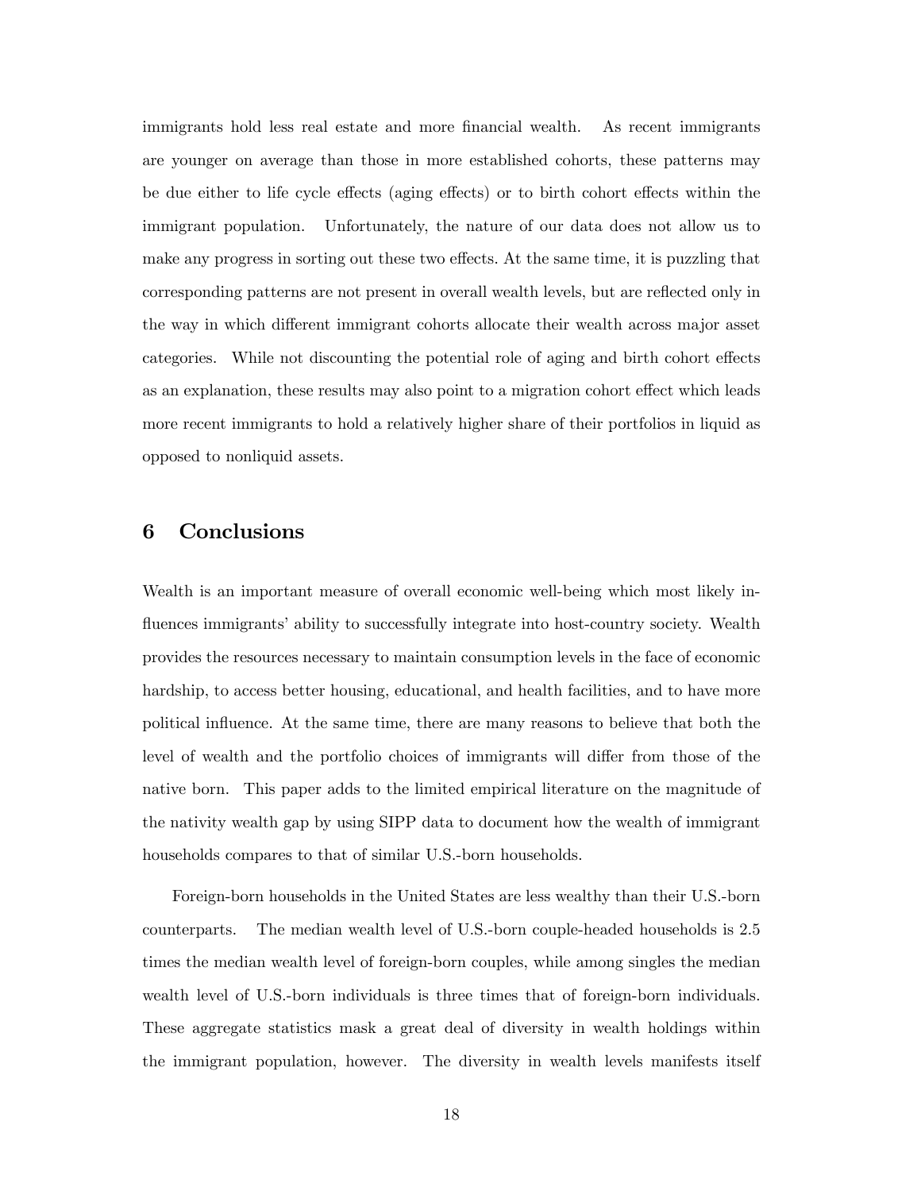immigrants hold less real estate and more financial wealth. As recent immigrants are younger on average than those in more established cohorts, these patterns may be due either to life cycle effects (aging effects) or to birth cohort effects within the immigrant population. Unfortunately, the nature of our data does not allow us to make any progress in sorting out these two effects. At the same time, it is puzzling that corresponding patterns are not present in overall wealth levels, but are reflected only in the way in which different immigrant cohorts allocate their wealth across major asset categories. While not discounting the potential role of aging and birth cohort effects as an explanation, these results may also point to a migration cohort effect which leads more recent immigrants to hold a relatively higher share of their portfolios in liquid as opposed to nonliquid assets.

## 6 Conclusions

Wealth is an important measure of overall economic well-being which most likely influences immigrants' ability to successfully integrate into host-country society. Wealth provides the resources necessary to maintain consumption levels in the face of economic hardship, to access better housing, educational, and health facilities, and to have more political influence. At the same time, there are many reasons to believe that both the level of wealth and the portfolio choices of immigrants will differ from those of the native born. This paper adds to the limited empirical literature on the magnitude of the nativity wealth gap by using SIPP data to document how the wealth of immigrant households compares to that of similar U.S.-born households.

Foreign-born households in the United States are less wealthy than their U.S.-born counterparts. The median wealth level of U.S.-born couple-headed households is 2.5 times the median wealth level of foreign-born couples, while among singles the median wealth level of U.S.-born individuals is three times that of foreign-born individuals. These aggregate statistics mask a great deal of diversity in wealth holdings within the immigrant population, however. The diversity in wealth levels manifests itself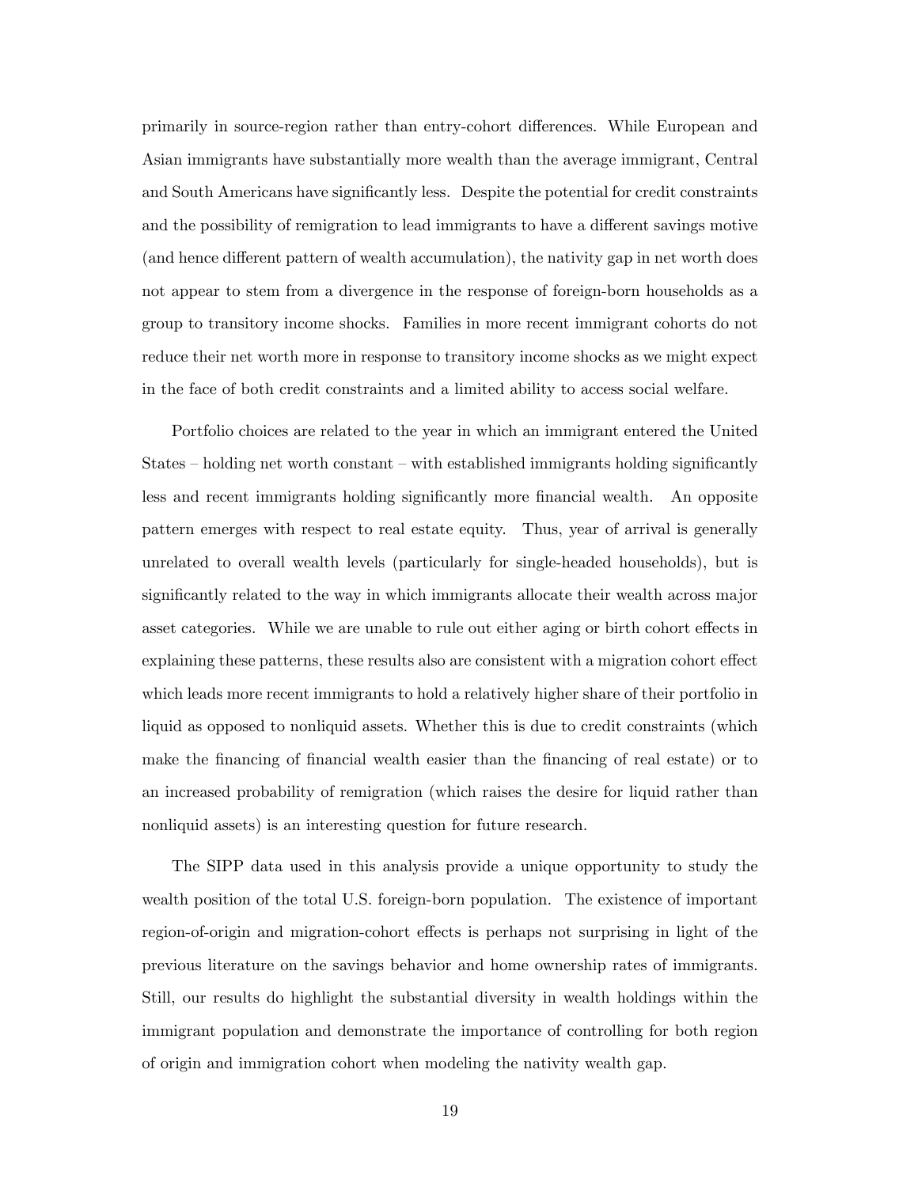primarily in source-region rather than entry-cohort differences. While European and Asian immigrants have substantially more wealth than the average immigrant, Central and South Americans have significantly less. Despite the potential for credit constraints and the possibility of remigration to lead immigrants to have a different savings motive (and hence different pattern of wealth accumulation), the nativity gap in net worth does not appear to stem from a divergence in the response of foreign-born households as a group to transitory income shocks. Families in more recent immigrant cohorts do not reduce their net worth more in response to transitory income shocks as we might expect in the face of both credit constraints and a limited ability to access social welfare.

Portfolio choices are related to the year in which an immigrant entered the United States – holding net worth constant – with established immigrants holding significantly less and recent immigrants holding significantly more financial wealth. An opposite pattern emerges with respect to real estate equity. Thus, year of arrival is generally unrelated to overall wealth levels (particularly for single-headed households), but is significantly related to the way in which immigrants allocate their wealth across major asset categories. While we are unable to rule out either aging or birth cohort effects in explaining these patterns, these results also are consistent with a migration cohort effect which leads more recent immigrants to hold a relatively higher share of their portfolio in liquid as opposed to nonliquid assets. Whether this is due to credit constraints (which make the financing of financial wealth easier than the financing of real estate) or to an increased probability of remigration (which raises the desire for liquid rather than nonliquid assets) is an interesting question for future research.

The SIPP data used in this analysis provide a unique opportunity to study the wealth position of the total U.S. foreign-born population. The existence of important region-of-origin and migration-cohort effects is perhaps not surprising in light of the previous literature on the savings behavior and home ownership rates of immigrants. Still, our results do highlight the substantial diversity in wealth holdings within the immigrant population and demonstrate the importance of controlling for both region of origin and immigration cohort when modeling the nativity wealth gap.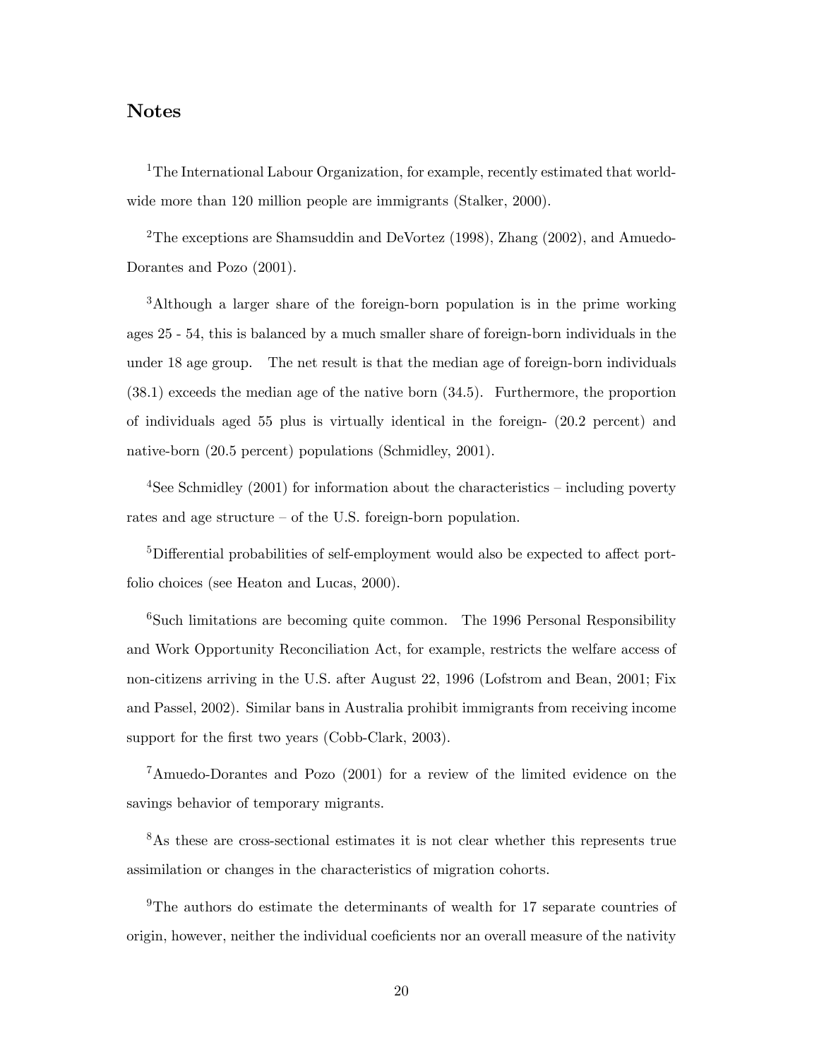## Notes

[1]The International Labour Organization, for example, recently estimated that worldwide more than 120 million people are immigrants (Stalker, 2000).

[2]The exceptions are Shamsuddin and DeVortez (1998), Zhang (2002), and Amuedo-Dorantes and Pozo (2001).

[3]Although a larger share of the foreign-born population is in the prime working ages 25 - 54, this is balanced by a much smaller share of foreign-born individuals in the under 18 age group. The net result is that the median age of foreign-born individuals (38.1) exceeds the median age of the native born (34.5). Furthermore, the proportion of individuals aged 55 plus is virtually identical in the foreign- (20.2 percent) and native-born (20.5 percent) populations (Schmidley, 2001).

[4]See Schmidley (2001) for information about the characteristics – including poverty rates and age structure – of the U.S. foreign-born population.

[5]Differential probabilities of self-employment would also be expected to affect portfolio choices (see Heaton and Lucas, 2000).

[6]Such limitations are becoming quite common. The 1996 Personal Responsibility and Work Opportunity Reconciliation Act, for example, restricts the welfare access of non-citizens arriving in the U.S. after August 22, 1996 (Lofstrom and Bean, 2001; Fix and Passel, 2002). Similar bans in Australia prohibit immigrants from receiving income support for the first two years (Cobb-Clark, 2003).

[7]Amuedo-Dorantes and Pozo (2001) for a review of the limited evidence on the savings behavior of temporary migrants.

[8]As these are cross-sectional estimates it is not clear whether this represents true assimilation or changes in the characteristics of migration cohorts.

[9]The authors do estimate the determinants of wealth for 17 separate countries of origin, however, neither the individual coeficients nor an overall measure of the nativity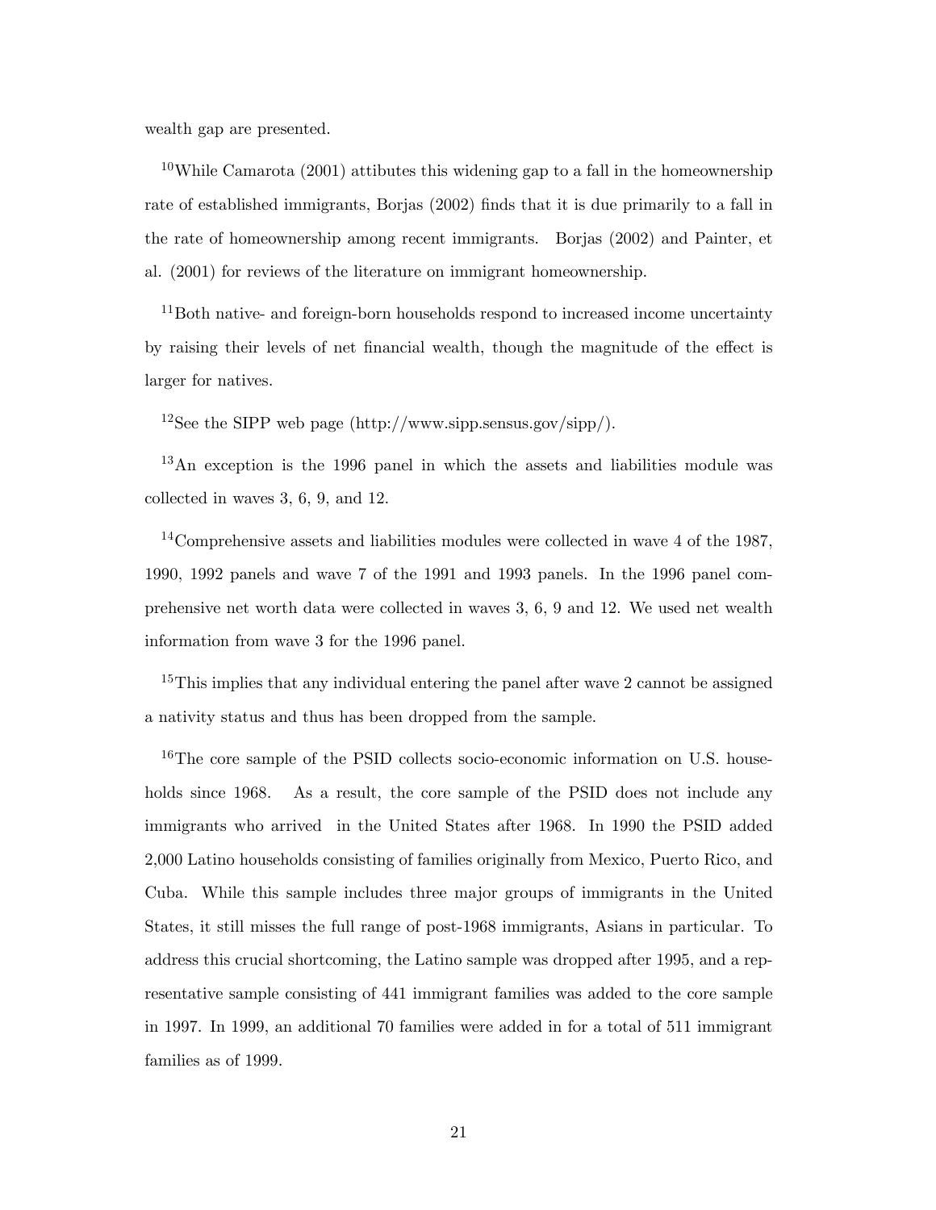wealth gap are presented.

[10]While Camarota (2001) attibutes this widening gap to a fall in the homeownership rate of established immigrants, Borjas (2002) finds that it is due primarily to a fall in the rate of homeownership among recent immigrants. Borjas (2002) and Painter, et al. (2001) for reviews of the literature on immigrant homeownership.

[11]Both native- and foreign-born households respond to increased income uncertainty by raising their levels of net financial wealth, though the magnitude of the effect is larger for natives.

[12]See the SIPP web page (http://www.sipp.sensus.gov/sipp/).

[13]An exception is the 1996 panel in which the assets and liabilities module was collected in waves 3, 6, 9, and 12.

[14]Comprehensive assets and liabilities modules were collected in wave 4 of the 1987, 1990, 1992 panels and wave 7 of the 1991 and 1993 panels. In the 1996 panel comprehensive net worth data were collected in waves 3, 6, 9 and 12. We used net wealth information from wave 3 for the 1996 panel.

[15]This implies that any individual entering the panel after wave 2 cannot be assigned a nativity status and thus has been dropped from the sample.

[16]The core sample of the PSID collects socio-economic information on U.S. households since 1968. As a result, the core sample of the PSID does not include any immigrants who arrived in the United States after 1968. In 1990 the PSID added 2,000 Latino households consisting of families originally from Mexico, Puerto Rico, and Cuba. While this sample includes three major groups of immigrants in the United States, it still misses the full range of post-1968 immigrants, Asians in particular. To address this crucial shortcoming, the Latino sample was dropped after 1995, and a representative sample consisting of 441 immigrant families was added to the core sample in 1997. In 1999, an additional 70 families were added in for a total of 511 immigrant families as of 1999.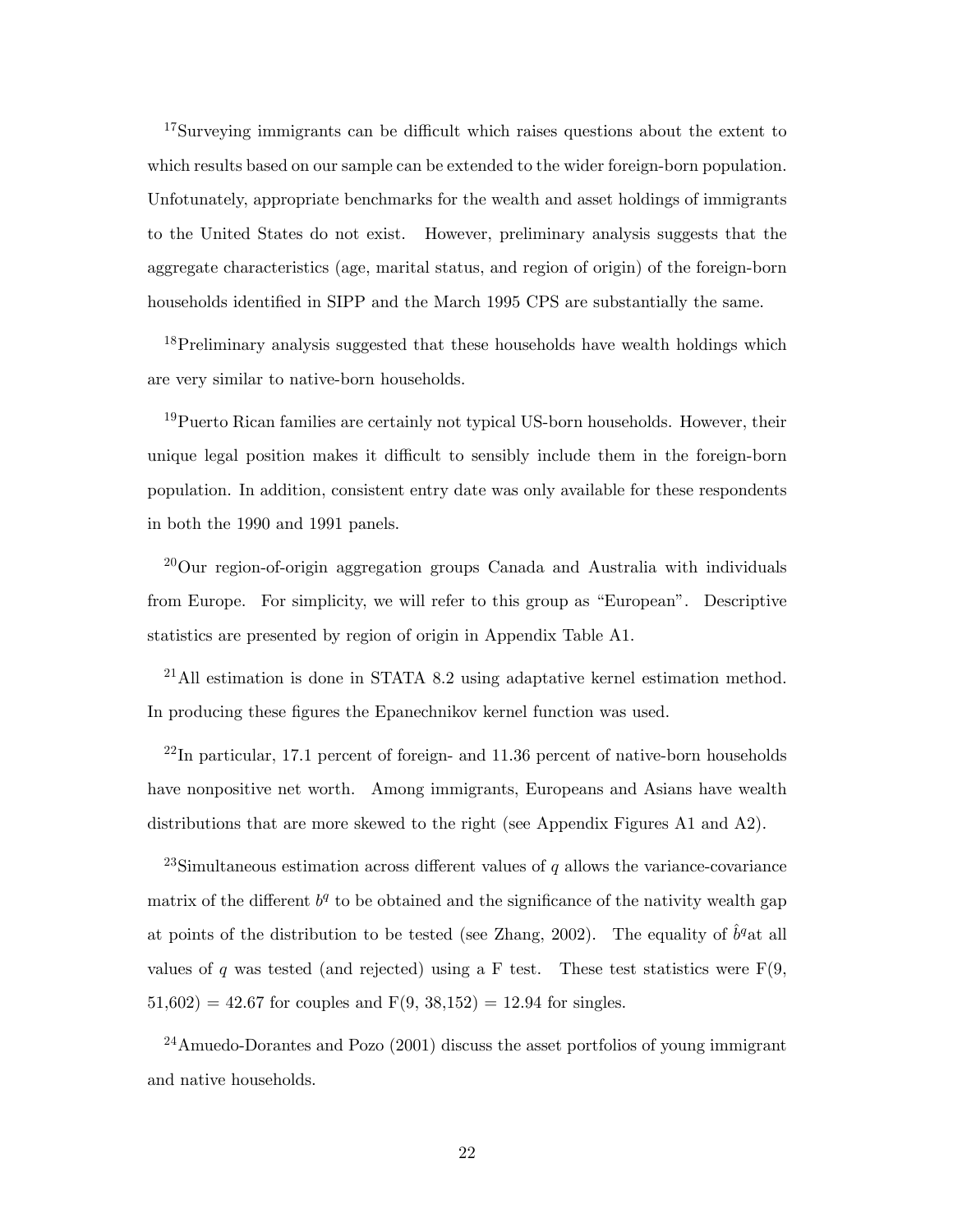[17]Surveying immigrants can be difficult which raises questions about the extent to which results based on our sample can be extended to the wider foreign-born population. Unfotunately, appropriate benchmarks for the wealth and asset holdings of immigrants to the United States do not exist. However, preliminary analysis suggests that the aggregate characteristics (age, marital status, and region of origin) of the foreign-born households identified in SIPP and the March 1995 CPS are substantially the same.

[18]Preliminary analysis suggested that these households have wealth holdings which are very similar to native-born households.

[19]Puerto Rican families are certainly not typical US-born households. However, their unique legal position makes it difficult to sensibly include them in the foreign-born population. In addition, consistent entry date was only available for these respondents in both the 1990 and 1991 panels.

[20]Our region-of-origin aggregation groups Canada and Australia with individuals from Europe. For simplicity, we will refer to this group as "European". Descriptive statistics are presented by region of origin in Appendix Table A1.

[21]All estimation is done in STATA 8.2 using adaptative kernel estimation method. In producing these figures the Epanechnikov kernel function was used.

[22]In particular, 17.1 percent of foreign- and 11.36 percent of native-born households have nonpositive net worth. Among immigrants, Europeans and Asians have wealth distributions that are more skewed to the right (see Appendix Figures A1 and A2).

[23]Simultaneous estimation across different values of $q$ allows the variance-covariance matrix of the different $b^q$ to be obtained and the significance of the nativity wealth gap at points of the distribution to be tested (see Zhang, 2002). The equality of $\hat{b}^q$at all values of $q$ was tested (and rejected) using a F test. These test statistics were $F(9, 51{,}602) = 42.67$ for couples and $F(9, 38{,}152) = 12.94$ for singles.

[24]Amuedo-Dorantes and Pozo (2001) discuss the asset portfolios of young immigrant and native households.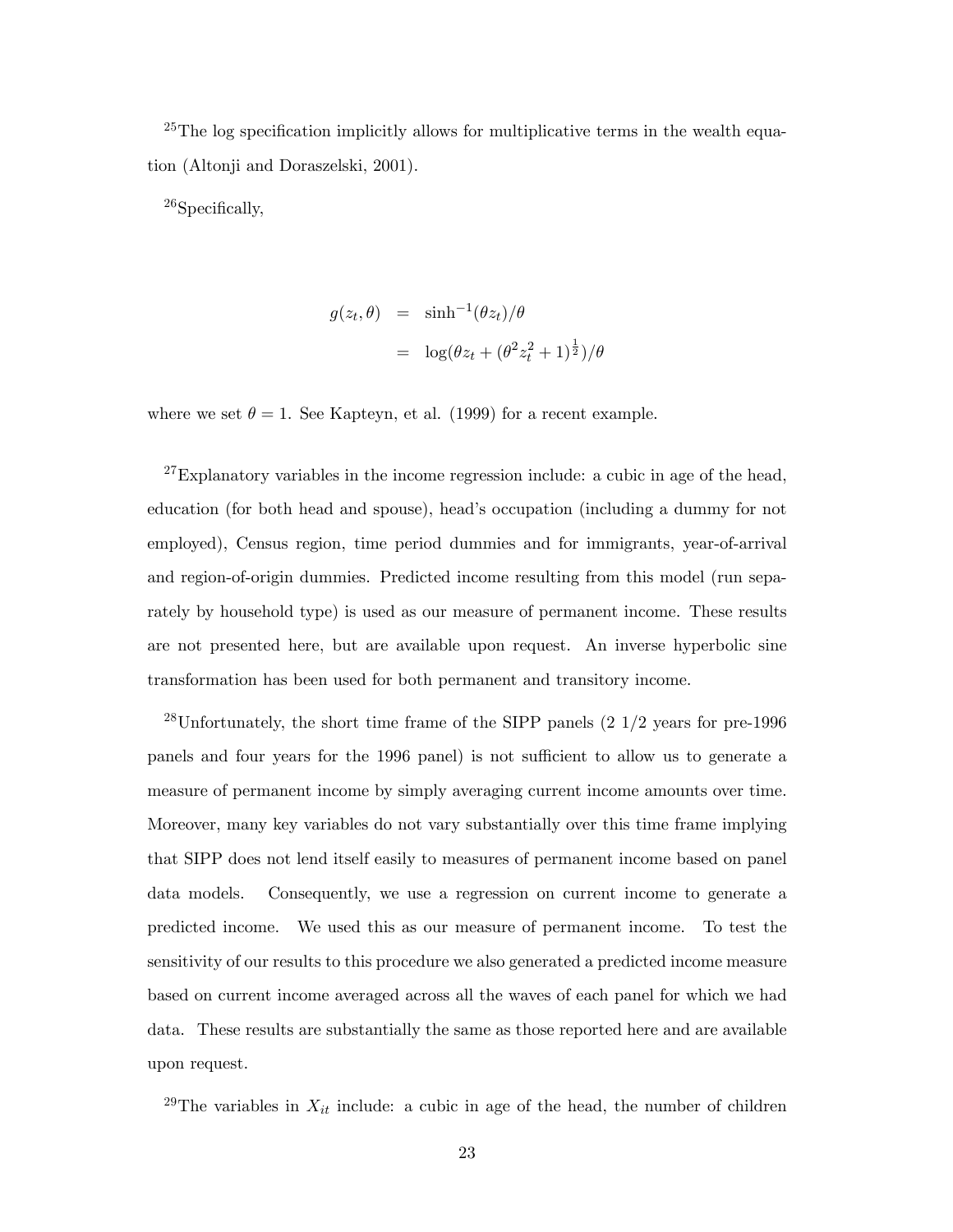[25]The log specification implicitly allows for multiplicative terms in the wealth equation (Altonji and Doraszelski, 2001).

[26]Specifically,

$$
\begin{aligned}
g(z_t, \theta) &= \sinh^{-1}(\theta z_t)/\theta \\
&= \log(\theta z_t + (\theta^2 z_t^2 + 1)^{\frac{1}{2}})/\theta
\end{aligned}
$$

where we set $\theta = 1$. See Kapteyn, et al. (1999) for a recent example.

[27]Explanatory variables in the income regression include: a cubic in age of the head, education (for both head and spouse), head's occupation (including a dummy for not employed), Census region, time period dummies and for immigrants, year-of-arrival and region-of-origin dummies. Predicted income resulting from this model (run separately by household type) is used as our measure of permanent income. These results are not presented here, but are available upon request. An inverse hyperbolic sine transformation has been used for both permanent and transitory income.

[28]Unfortunately, the short time frame of the SIPP panels (2 1/2 years for pre-1996 panels and four years for the 1996 panel) is not sufficient to allow us to generate a measure of permanent income by simply averaging current income amounts over time. Moreover, many key variables do not vary substantially over this time frame implying that SIPP does not lend itself easily to measures of permanent income based on panel data models. Consequently, we use a regression on current income to generate a predicted income. We used this as our measure of permanent income. To test the sensitivity of our results to this procedure we also generated a predicted income measure based on current income averaged across all the waves of each panel for which we had data. These results are substantially the same as those reported here and are available upon request.

[29]The variables in $X_{it}$ include: a cubic in age of the head, the number of children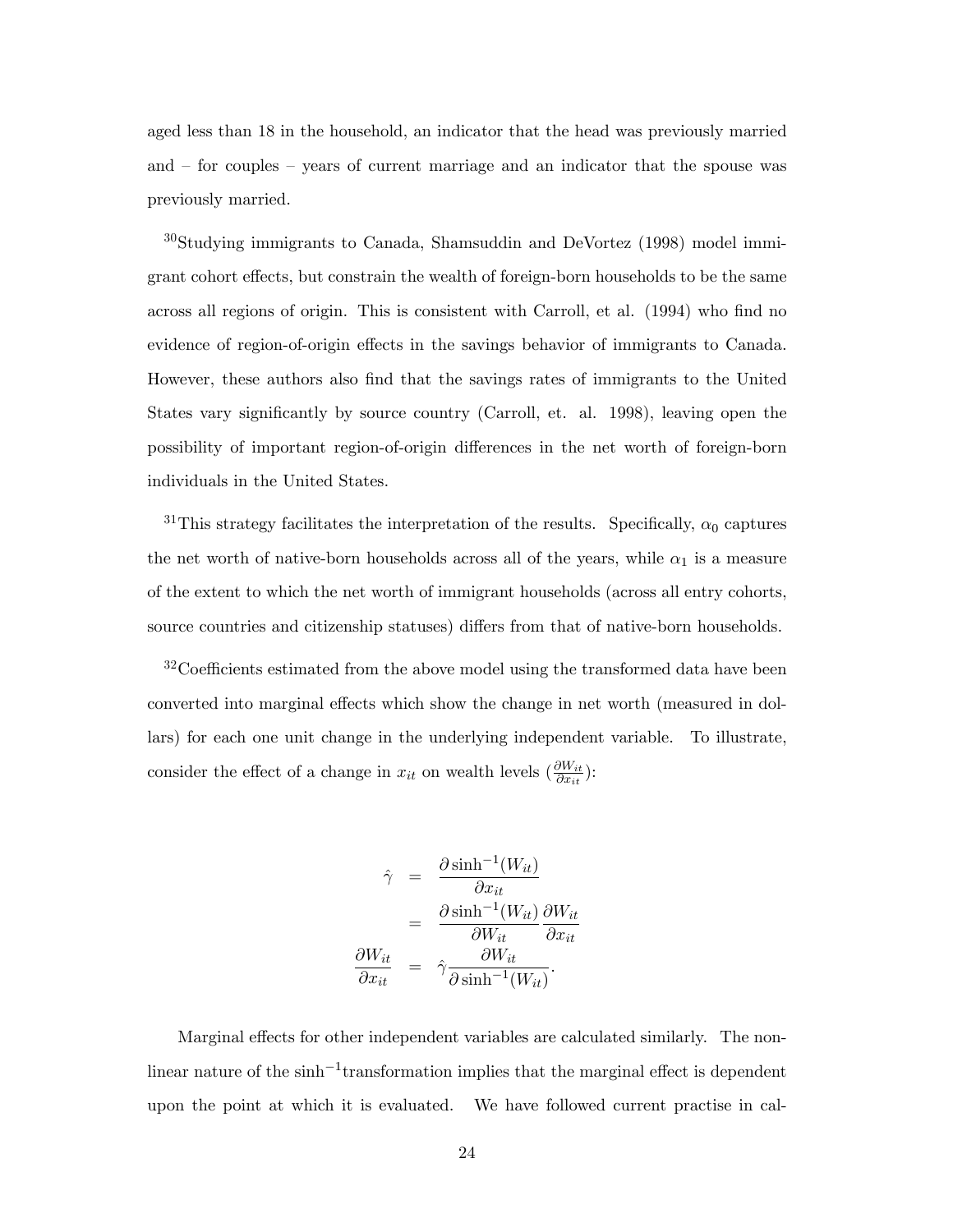aged less than 18 in the household, an indicator that the head was previously married and – for couples – years of current marriage and an indicator that the spouse was previously married.

[30]Studying immigrants to Canada, Shamsuddin and DeVortez (1998) model immigrant cohort effects, but constrain the wealth of foreign-born households to be the same across all regions of origin. This is consistent with Carroll, et al. (1994) who find no evidence of region-of-origin effects in the savings behavior of immigrants to Canada. However, these authors also find that the savings rates of immigrants to the United States vary significantly by source country (Carroll, et. al. 1998), leaving open the possibility of important region-of-origin differences in the net worth of foreign-born individuals in the United States.

[31]This strategy facilitates the interpretation of the results. Specifically, $\alpha_0$ captures the net worth of native-born households across all of the years, while $\alpha_1$ is a measure of the extent to which the net worth of immigrant households (across all entry cohorts, source countries and citizenship statuses) differs from that of native-born households.

[32]Coefficients estimated from the above model using the transformed data have been converted into marginal effects which show the change in net worth (measured in dollars) for each one unit change in the underlying independent variable. To illustrate, consider the effect of a change in $x_{it}$ on wealth levels ($\frac{\partial W_{it}}{\partial x_{it}}$):

$$
\begin{aligned}
\hat{\gamma} &= \frac{\partial \sinh^{-1}(W_{it})}{\partial x_{it}} \\
&= \frac{\partial \sinh^{-1}(W_{it})}{\partial W_{it}} \frac{\partial W_{it}}{\partial x_{it}} \\
\frac{\partial W_{it}}{\partial x_{it}} &= \hat{\gamma} \frac{\partial W_{it}}{\partial \sinh^{-1}(W_{it})}.
\end{aligned}
$$

Marginal effects for other independent variables are calculated similarly. The nonlinear nature of the $\sinh^{-1}$transformation implies that the marginal effect is dependent upon the point at which it is evaluated. We have followed current practise in cal-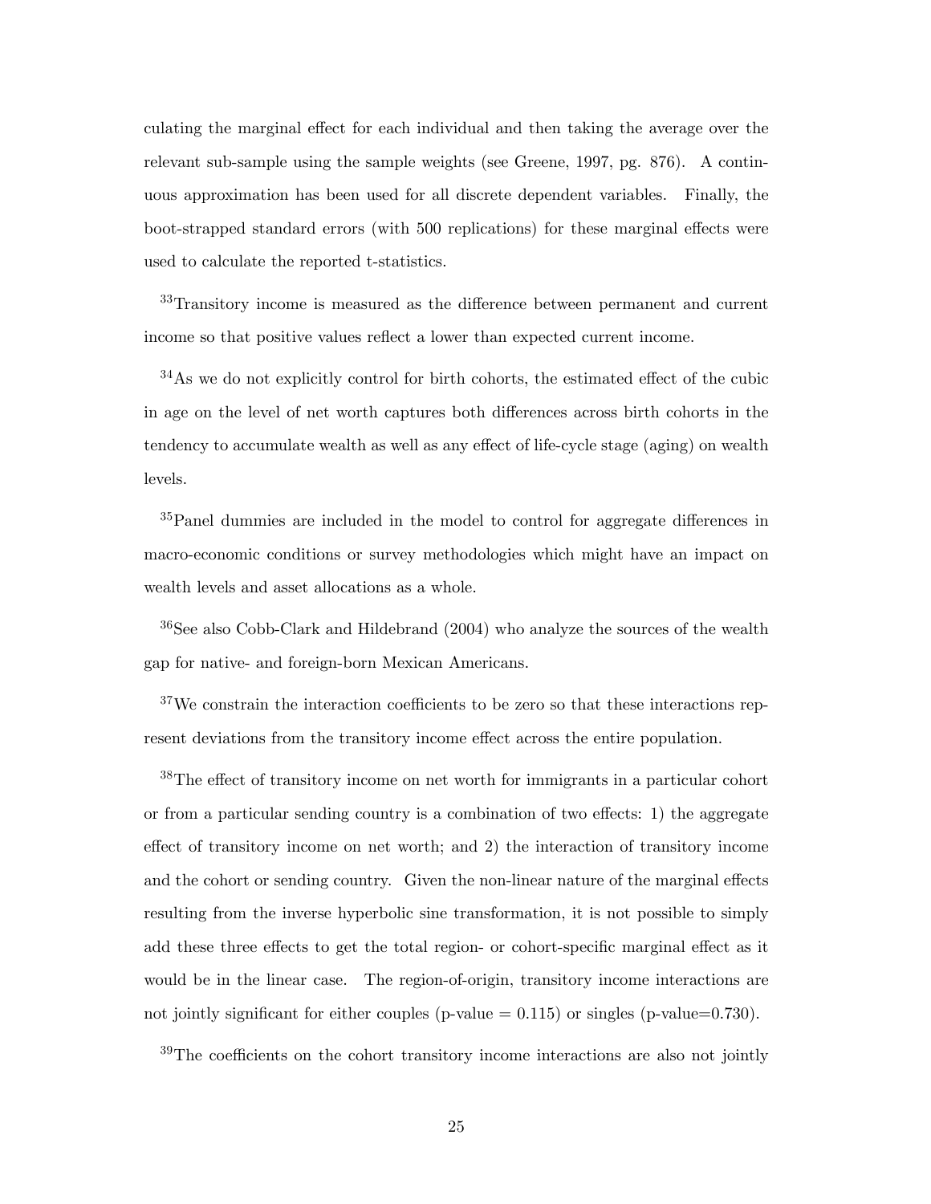culating the marginal effect for each individual and then taking the average over the relevant sub-sample using the sample weights (see Greene, 1997, pg. 876). A continuous approximation has been used for all discrete dependent variables. Finally, the boot-strapped standard errors (with 500 replications) for these marginal effects were used to calculate the reported t-statistics.

[33]Transitory income is measured as the difference between permanent and current income so that positive values reflect a lower than expected current income.

[34]As we do not explicitly control for birth cohorts, the estimated effect of the cubic in age on the level of net worth captures both differences across birth cohorts in the tendency to accumulate wealth as well as any effect of life-cycle stage (aging) on wealth levels.

[35]Panel dummies are included in the model to control for aggregate differences in macro-economic conditions or survey methodologies which might have an impact on wealth levels and asset allocations as a whole.

[36]See also Cobb-Clark and Hildebrand (2004) who analyze the sources of the wealth gap for native- and foreign-born Mexican Americans.

[37]We constrain the interaction coefficients to be zero so that these interactions represent deviations from the transitory income effect across the entire population.

[38]The effect of transitory income on net worth for immigrants in a particular cohort or from a particular sending country is a combination of two effects: 1) the aggregate effect of transitory income on net worth; and 2) the interaction of transitory income and the cohort or sending country. Given the non-linear nature of the marginal effects resulting from the inverse hyperbolic sine transformation, it is not possible to simply add these three effects to get the total region- or cohort-specific marginal effect as it would be in the linear case. The region-of-origin, transitory income interactions are not jointly significant for either couples (p-value = 0.115) or singles (p-value=0.730).

[39]The coefficients on the cohort transitory income interactions are also not jointly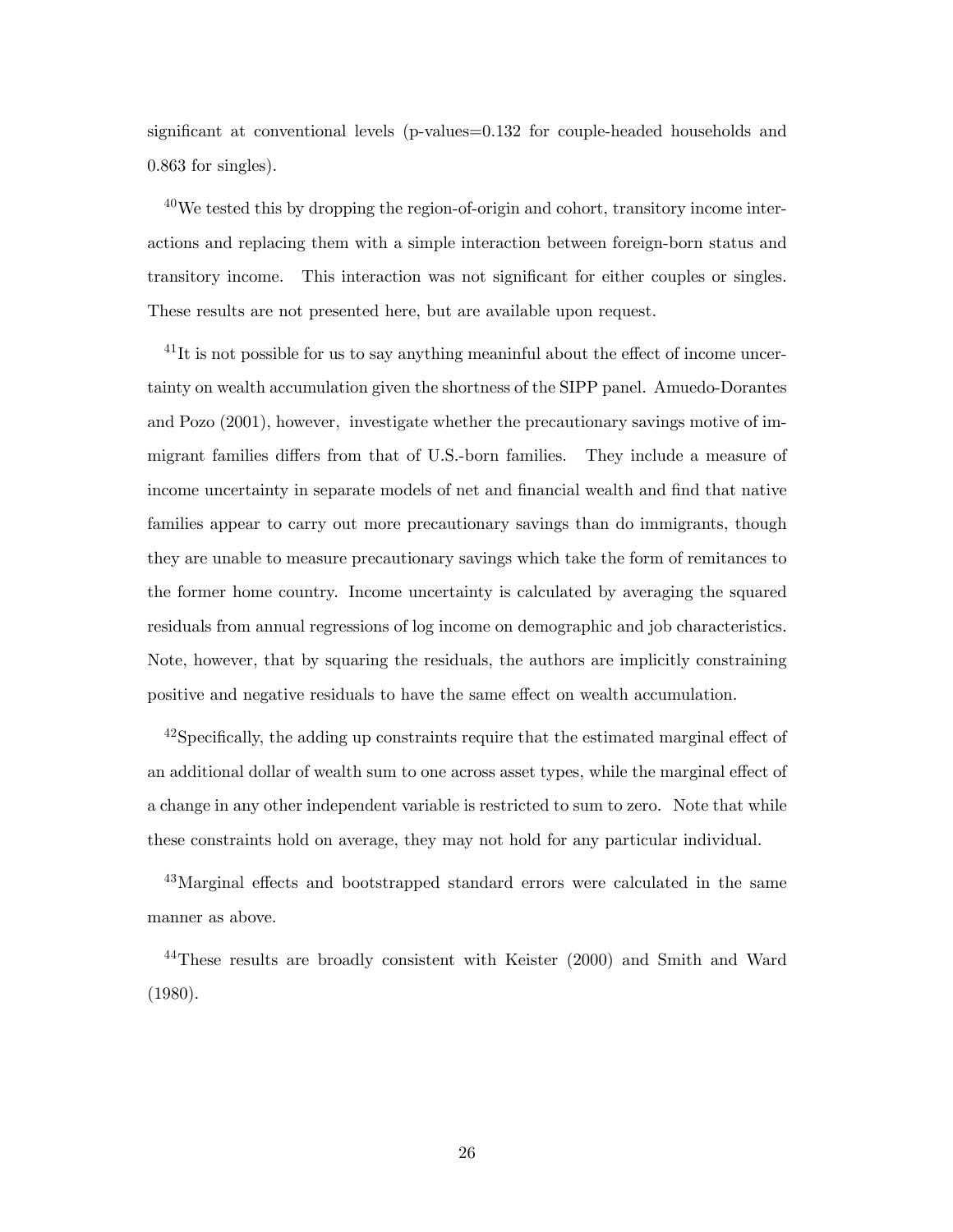significant at conventional levels (p-values=0.132 for couple-headed households and 0.863 for singles).

[40]We tested this by dropping the region-of-origin and cohort, transitory income interactions and replacing them with a simple interaction between foreign-born status and transitory income. This interaction was not significant for either couples or singles. These results are not presented here, but are available upon request.

[41]It is not possible for us to say anything meaninful about the effect of income uncertainty on wealth accumulation given the shortness of the SIPP panel. Amuedo-Dorantes and Pozo (2001), however, investigate whether the precautionary savings motive of immigrant families differs from that of U.S.-born families. They include a measure of income uncertainty in separate models of net and financial wealth and find that native families appear to carry out more precautionary savings than do immigrants, though they are unable to measure precautionary savings which take the form of remitances to the former home country. Income uncertainty is calculated by averaging the squared residuals from annual regressions of log income on demographic and job characteristics. Note, however, that by squaring the residuals, the authors are implicitly constraining positive and negative residuals to have the same effect on wealth accumulation.

[42]Specifically, the adding up constraints require that the estimated marginal effect of an additional dollar of wealth sum to one across asset types, while the marginal effect of a change in any other independent variable is restricted to sum to zero. Note that while these constraints hold on average, they may not hold for any particular individual.

[43]Marginal effects and bootstrapped standard errors were calculated in the same manner as above.

[44]These results are broadly consistent with Keister (2000) and Smith and Ward (1980).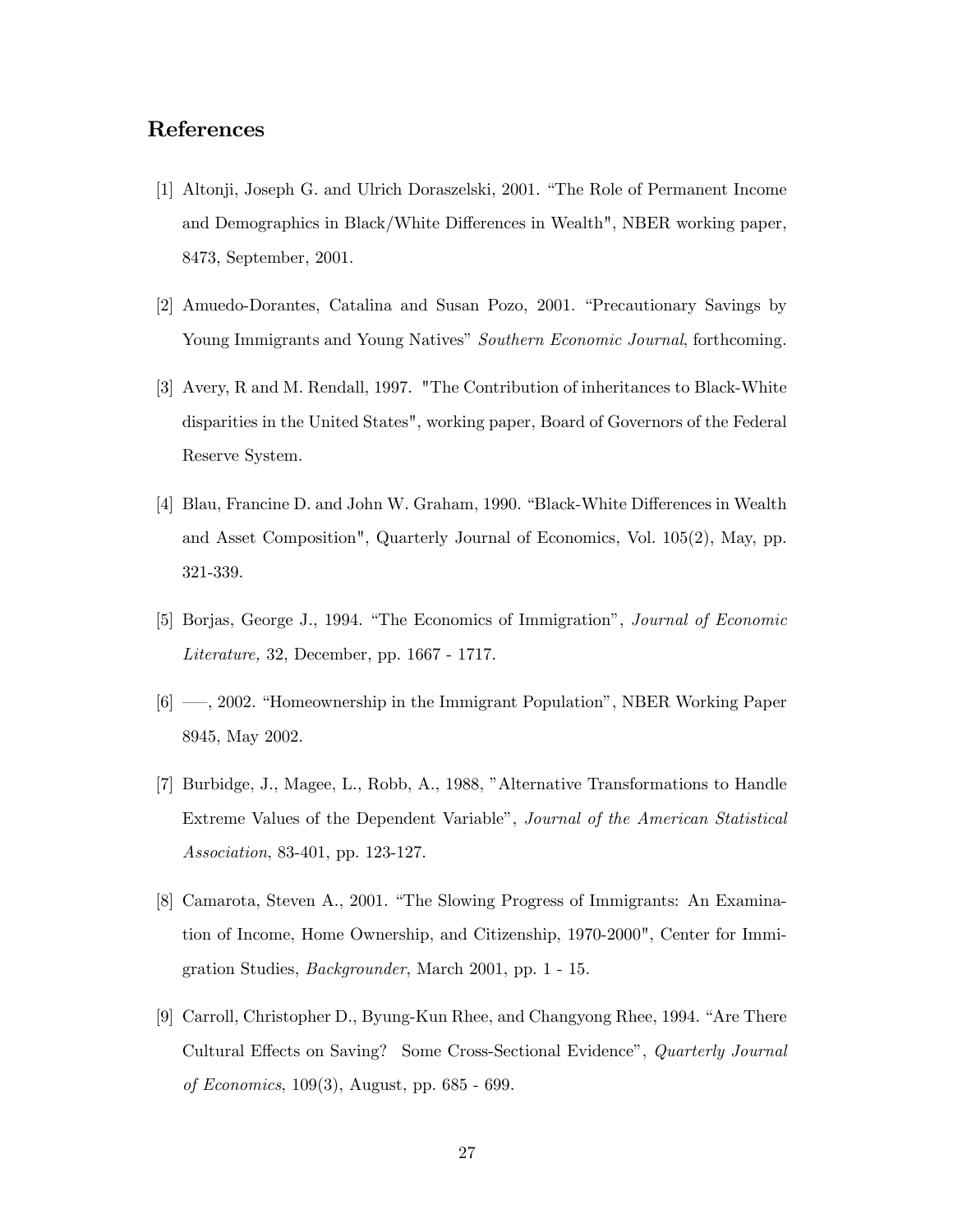## References

[1] Altonji, Joseph G. and Ulrich Doraszelski, 2001. "The Role of Permanent Income and Demographics in Black/White Differences in Wealth", NBER working paper, 8473, September, 2001.

[2] Amuedo-Dorantes, Catalina and Susan Pozo, 2001. "Precautionary Savings by Young Immigrants and Young Natives" *Southern Economic Journal*, forthcoming.

[3] Avery, R and M. Rendall, 1997. "The Contribution of inheritances to Black-White disparities in the United States", working paper, Board of Governors of the Federal Reserve System.

[4] Blau, Francine D. and John W. Graham, 1990. "Black-White Differences in Wealth and Asset Composition", Quarterly Journal of Economics, Vol. 105(2), May, pp. 321-339.

[5] Borjas, George J., 1994. "The Economics of Immigration", *Journal of Economic Literature,* 32, December, pp. 1667 - 1717.

[6] —–, 2002. "Homeownership in the Immigrant Population", NBER Working Paper 8945, May 2002.

[7] Burbidge, J., Magee, L., Robb, A., 1988, "Alternative Transformations to Handle Extreme Values of the Dependent Variable", *Journal of the American Statistical Association*, 83-401, pp. 123-127.

[8] Camarota, Steven A., 2001. "The Slowing Progress of Immigrants: An Examination of Income, Home Ownership, and Citizenship, 1970-2000", Center for Immigration Studies, *Backgrounder*, March 2001, pp. 1 - 15.

[9] Carroll, Christopher D., Byung-Kun Rhee, and Changyong Rhee, 1994. "Are There Cultural Effects on Saving? Some Cross-Sectional Evidence", *Quarterly Journal of Economics*, 109(3), August, pp. 685 - 699.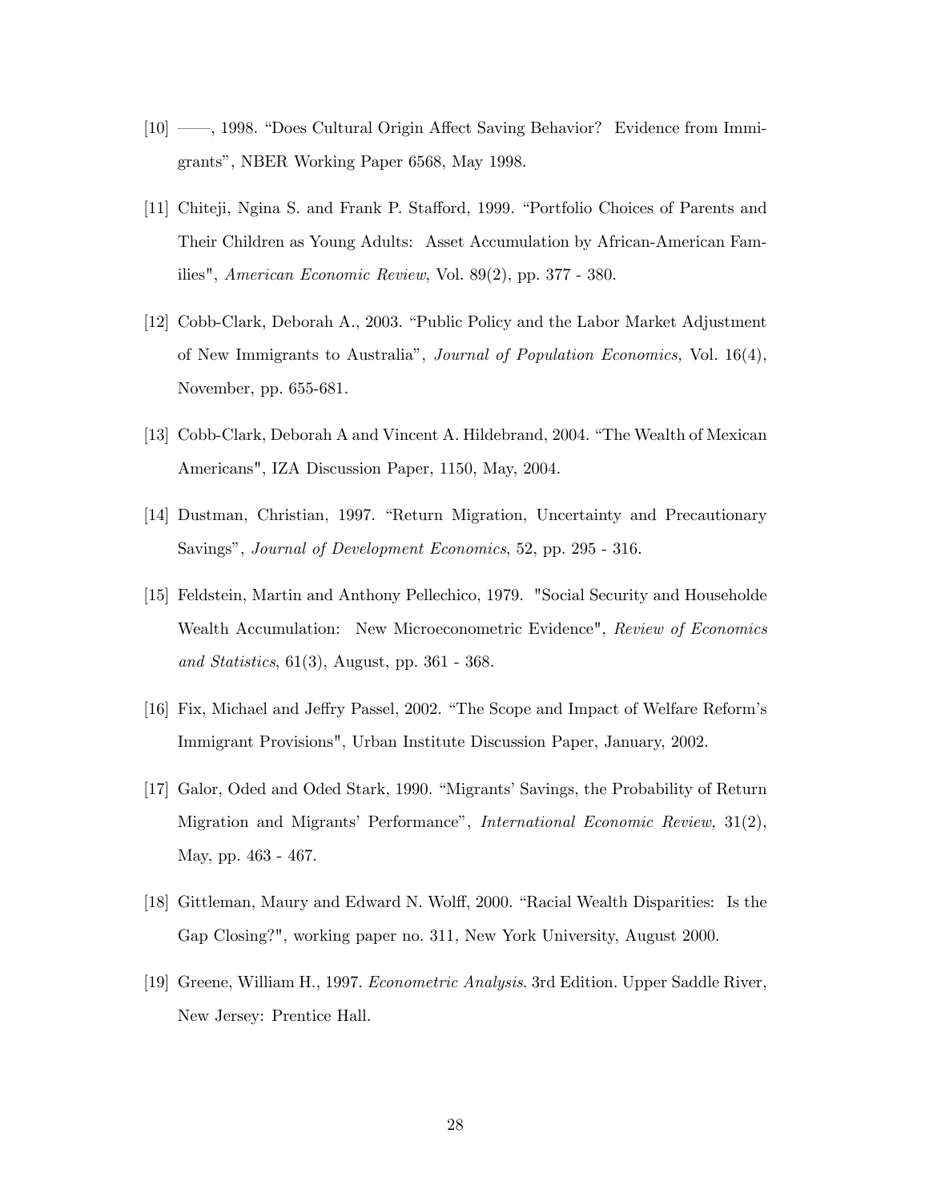[10] ——, 1998. "Does Cultural Origin Affect Saving Behavior? Evidence from Immigrants", NBER Working Paper 6568, May 1998.

[11] Chiteji, Ngina S. and Frank P. Stafford, 1999. "Portfolio Choices of Parents and Their Children as Young Adults: Asset Accumulation by African-American Families", *American Economic Review*, Vol. 89(2), pp. 377 - 380.

[12] Cobb-Clark, Deborah A., 2003. "Public Policy and the Labor Market Adjustment of New Immigrants to Australia", *Journal of Population Economics,* Vol. 16(4), November, pp. 655-681.

[13] Cobb-Clark, Deborah A and Vincent A. Hildebrand, 2004. "The Wealth of Mexican Americans", IZA Discussion Paper, 1150, May, 2004.

[14] Dustman, Christian, 1997. "Return Migration, Uncertainty and Precautionary Savings", *Journal of Development Economics*, 52, pp. 295 - 316.

[15] Feldstein, Martin and Anthony Pellechico, 1979. "Social Security and Householde Wealth Accumulation: New Microeconometric Evidence", *Review of Economics and Statistics*, 61(3), August, pp. 361 - 368.

[16] Fix, Michael and Jeffry Passel, 2002. "The Scope and Impact of Welfare Reform's Immigrant Provisions", Urban Institute Discussion Paper, January, 2002.

[17] Galor, Oded and Oded Stark, 1990. "Migrants' Savings, the Probability of Return Migration and Migrants' Performance", *International Economic Review,* 31(2), May, pp. 463 - 467.

[18] Gittleman, Maury and Edward N. Wolff, 2000. "Racial Wealth Disparities: Is the Gap Closing?", working paper no. 311, New York University, August 2000.

[19] Greene, William H., 1997. *Econometric Analysis*. 3rd Edition. Upper Saddle River, New Jersey: Prentice Hall.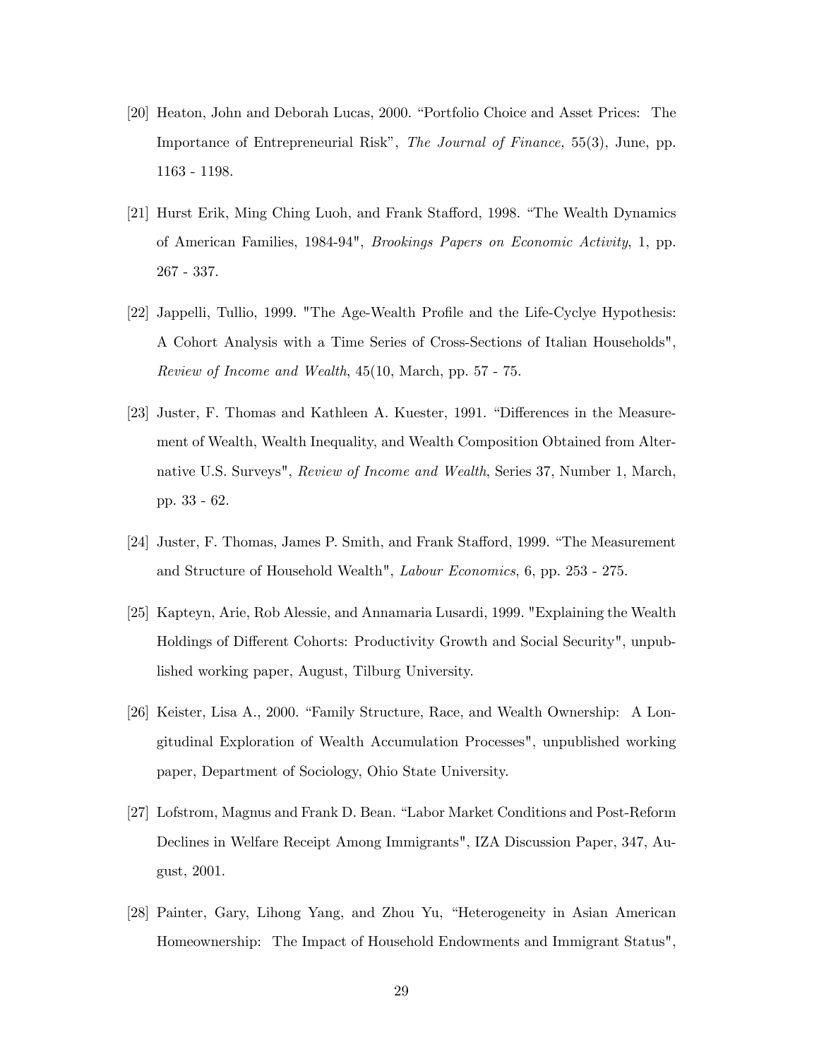[20] Heaton, John and Deborah Lucas, 2000. "Portfolio Choice and Asset Prices: The Importance of Entrepreneurial Risk", *The Journal of Finance,* 55(3), June, pp. 1163 - 1198.

[21] Hurst Erik, Ming Ching Luoh, and Frank Stafford, 1998. "The Wealth Dynamics of American Families, 1984-94", *Brookings Papers on Economic Activity*, 1, pp. 267 - 337.

[22] Jappelli, Tullio, 1999. "The Age-Wealth Profile and the Life-Cyclye Hypothesis: A Cohort Analysis with a Time Series of Cross-Sections of Italian Households", *Review of Income and Wealth*, 45(10, March, pp. 57 - 75.

[23] Juster, F. Thomas and Kathleen A. Kuester, 1991. "Differences in the Measurement of Wealth, Wealth Inequality, and Wealth Composition Obtained from Alternative U.S. Surveys", *Review of Income and Wealth*, Series 37, Number 1, March, pp. 33 - 62.

[24] Juster, F. Thomas, James P. Smith, and Frank Stafford, 1999. "The Measurement and Structure of Household Wealth", *Labour Economics*, 6, pp. 253 - 275.

[25] Kapteyn, Arie, Rob Alessie, and Annamaria Lusardi, 1999. "Explaining the Wealth Holdings of Different Cohorts: Productivity Growth and Social Security", unpublished working paper, August, Tilburg University.

[26] Keister, Lisa A., 2000. "Family Structure, Race, and Wealth Ownership: A Longitudinal Exploration of Wealth Accumulation Processes", unpublished working paper, Department of Sociology, Ohio State University.

[27] Lofstrom, Magnus and Frank D. Bean. "Labor Market Conditions and Post-Reform Declines in Welfare Receipt Among Immigrants", IZA Discussion Paper, 347, August, 2001.

[28] Painter, Gary, Lihong Yang, and Zhou Yu, "Heterogeneity in Asian American Homeownership: The Impact of Household Endowments and Immigrant Status",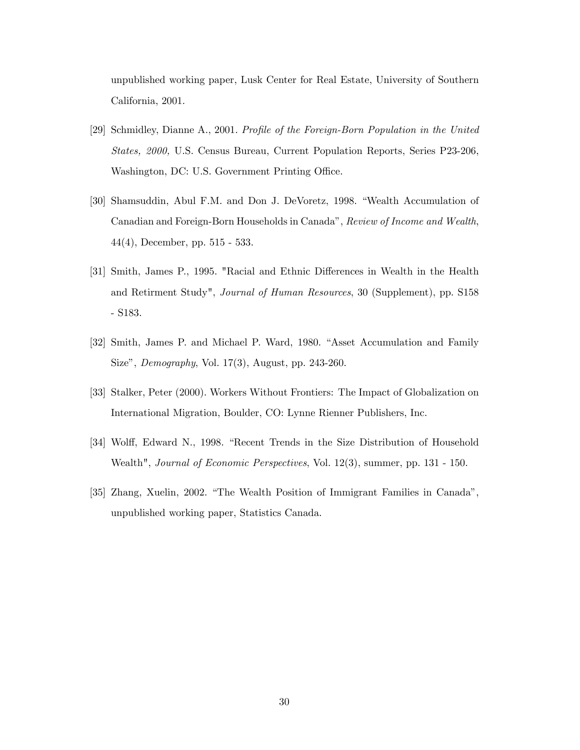unpublished working paper, Lusk Center for Real Estate, University of Southern California, 2001.

[29] Schmidley, Dianne A., 2001. *Profile of the Foreign-Born Population in the United States, 2000,* U.S. Census Bureau, Current Population Reports, Series P23-206, Washington, DC: U.S. Government Printing Office.

[30] Shamsuddin, Abul F.M. and Don J. DeVoretz, 1998. "Wealth Accumulation of Canadian and Foreign-Born Households in Canada", *Review of Income and Wealth*, 44(4), December, pp. 515 - 533.

[31] Smith, James P., 1995. "Racial and Ethnic Differences in Wealth in the Health and Retirment Study", *Journal of Human Resources*, 30 (Supplement), pp. S158 - S183.

[32] Smith, James P. and Michael P. Ward, 1980. "Asset Accumulation and Family Size", *Demography*, Vol. 17(3), August, pp. 243-260.

[33] Stalker, Peter (2000). Workers Without Frontiers: The Impact of Globalization on International Migration, Boulder, CO: Lynne Rienner Publishers, Inc.

[34] Wolff, Edward N., 1998. "Recent Trends in the Size Distribution of Household Wealth", *Journal of Economic Perspectives*, Vol. 12(3), summer, pp. 131 - 150.

[35] Zhang, Xuelin, 2002. "The Wealth Position of Immigrant Families in Canada", unpublished working paper, Statistics Canada.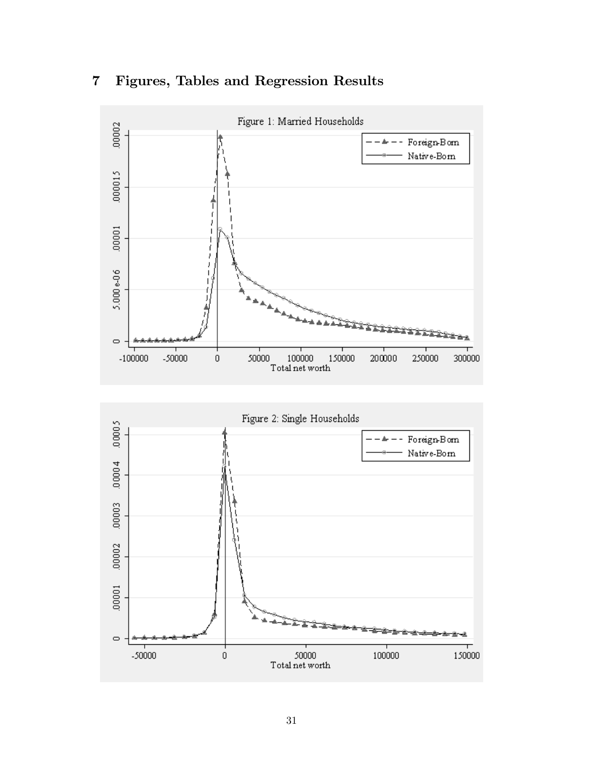# 7 Figures, Tables and Regression Results

Figure 1: Married Households

Figure 2: Single Households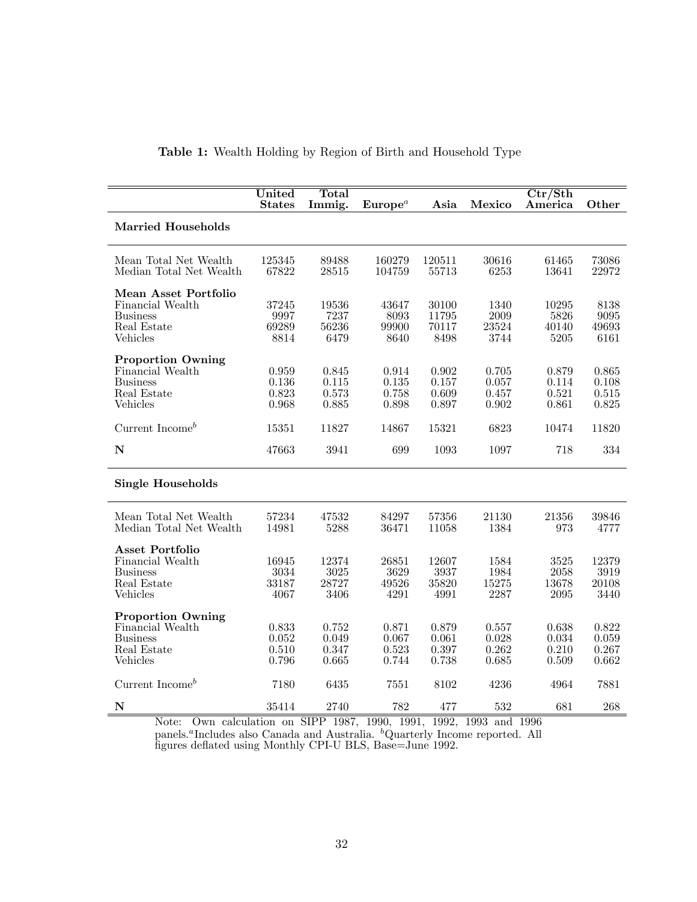**Table 1:** Wealth Holding by Region of Birth and Household Type

| | United States | Total Immig. | Europe[a] | Asia | Mexico | Ctr/Sth America | Other |
|---|---|---|---|---|---|---|---|
| **Married Households** | | | | | | | |
| Mean Total Net Wealth | 125345 | 89488 | 160279 | 120511 | 30616 | 61465 | 73086 |
| Median Total Net Wealth | 67822 | 28515 | 104759 | 55713 | 6253 | 13641 | 22972 |
| **Mean Asset Portfolio** | | | | | | | |
| Financial Wealth | 37245 | 19536 | 43647 | 30100 | 1340 | 10295 | 8138 |
| Business | 9997 | 7237 | 8093 | 11795 | 2009 | 5826 | 9095 |
| Real Estate | 69289 | 56236 | 99900 | 70117 | 23524 | 40140 | 49693 |
| Vehicles | 8814 | 6479 | 8640 | 8498 | 3744 | 5205 | 6161 |
| **Proportion Owning** | | | | | | | |
| Financial Wealth | 0.959 | 0.845 | 0.914 | 0.902 | 0.705 | 0.879 | 0.865 |
| Business | 0.136 | 0.115 | 0.135 | 0.157 | 0.057 | 0.114 | 0.108 |
| Real Estate | 0.823 | 0.573 | 0.758 | 0.609 | 0.457 | 0.521 | 0.515 |
| Vehicles | 0.968 | 0.885 | 0.898 | 0.897 | 0.902 | 0.861 | 0.825 |
| Current Income[b] | 15351 | 11827 | 14867 | 15321 | 6823 | 10474 | 11820 |
| **N** | 47663 | 3941 | 699 | 1093 | 1097 | 718 | 334 |
| **Single Households** | | | | | | | |
| Mean Total Net Wealth | 57234 | 47532 | 84297 | 57356 | 21130 | 21356 | 39846 |
| Median Total Net Wealth | 14981 | 5288 | 36471 | 11058 | 1384 | 973 | 4777 |
| **Asset Portfolio** | | | | | | | |
| Financial Wealth | 16945 | 12374 | 26851 | 12607 | 1584 | 3525 | 12379 |
| Business | 3034 | 3025 | 3629 | 3937 | 1984 | 2058 | 3919 |
| Real Estate | 33187 | 28727 | 49526 | 35820 | 15275 | 13678 | 20108 |
| Vehicles | 4067 | 3406 | 4291 | 4991 | 2287 | 2095 | 3440 |
| **Proportion Owning** | | | | | | | |
| Financial Wealth | 0.833 | 0.752 | 0.871 | 0.879 | 0.557 | 0.638 | 0.822 |
| Business | 0.052 | 0.049 | 0.067 | 0.061 | 0.028 | 0.034 | 0.059 |
| Real Estate | 0.510 | 0.347 | 0.523 | 0.397 | 0.262 | 0.210 | 0.267 |
| Vehicles | 0.796 | 0.665 | 0.744 | 0.738 | 0.685 | 0.509 | 0.662 |
| Current Income[b] | 7180 | 6435 | 7551 | 8102 | 4236 | 4964 | 7881 |
| **N** | 35414 | 2740 | 782 | 477 | 532 | 681 | 268 |

Note: Own calculation on SIPP 1987, 1990, 1991, 1992, 1993 and 1996 panels.[a]Includes also Canada and Australia. [b]Quarterly Income reported. All figures deflated using Monthly CPI-U BLS, Base=June 1992.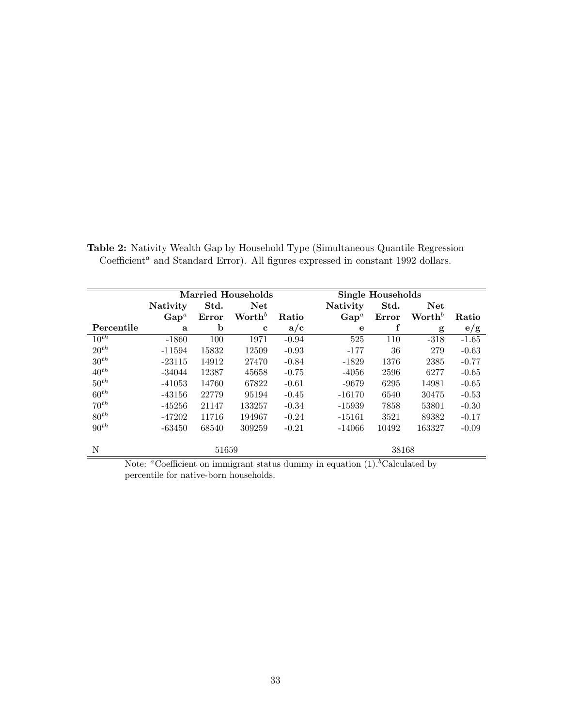**Table 2:** Nativity Wealth Gap by Household Type (Simultaneous Quantile Regression Coefficient[a] and Standard Error). All figures expressed in constant 1992 dollars.

| | Married Households | | | | Single Households | | | |
|---|---|---|---|---|---|---|---|---|
| | **Nativity Gap**[a] | **Std. Error** | **Net Worth**[b] | **Ratio** | **Nativity Gap**[a] | **Std. Error** | **Net Worth**[b] | **Ratio** |
| **Percentile** | **a** | **b** | **c** | **a/c** | **e** | **f** | **g** | **e/g** |
| $10^{th}$ | -1860 | 100 | 1971 | -0.94 | 525 | 110 | -318 | -1.65 |
| $20^{th}$ | -11594 | 15832 | 12509 | -0.93 | -177 | 36 | 279 | -0.63 |
| $30^{th}$ | -23115 | 14912 | 27470 | -0.84 | -1829 | 1376 | 2385 | -0.77 |
| $40^{th}$ | -34044 | 12387 | 45658 | -0.75 | -4056 | 2596 | 6277 | -0.65 |
| $50^{th}$ | -41053 | 14760 | 67822 | -0.61 | -9679 | 6295 | 14981 | -0.65 |
| $60^{th}$ | -43156 | 22779 | 95194 | -0.45 | -16170 | 6540 | 30475 | -0.53 |
| $70^{th}$ | -45256 | 21147 | 133257 | -0.34 | -15939 | 7858 | 53801 | -0.30 |
| $80^{th}$ | -47202 | 11716 | 194967 | -0.24 | -15161 | 3521 | 89382 | -0.17 |
| $90^{th}$ | -63450 | 68540 | 309259 | -0.21 | -14066 | 10492 | 163327 | -0.09 |
| | | | | | | | | |
| N | | 51659 | | | | 38168 | | |

Note: [a]Coefficient on immigrant status dummy in equation (1). [b]Calculated by percentile for native-born households.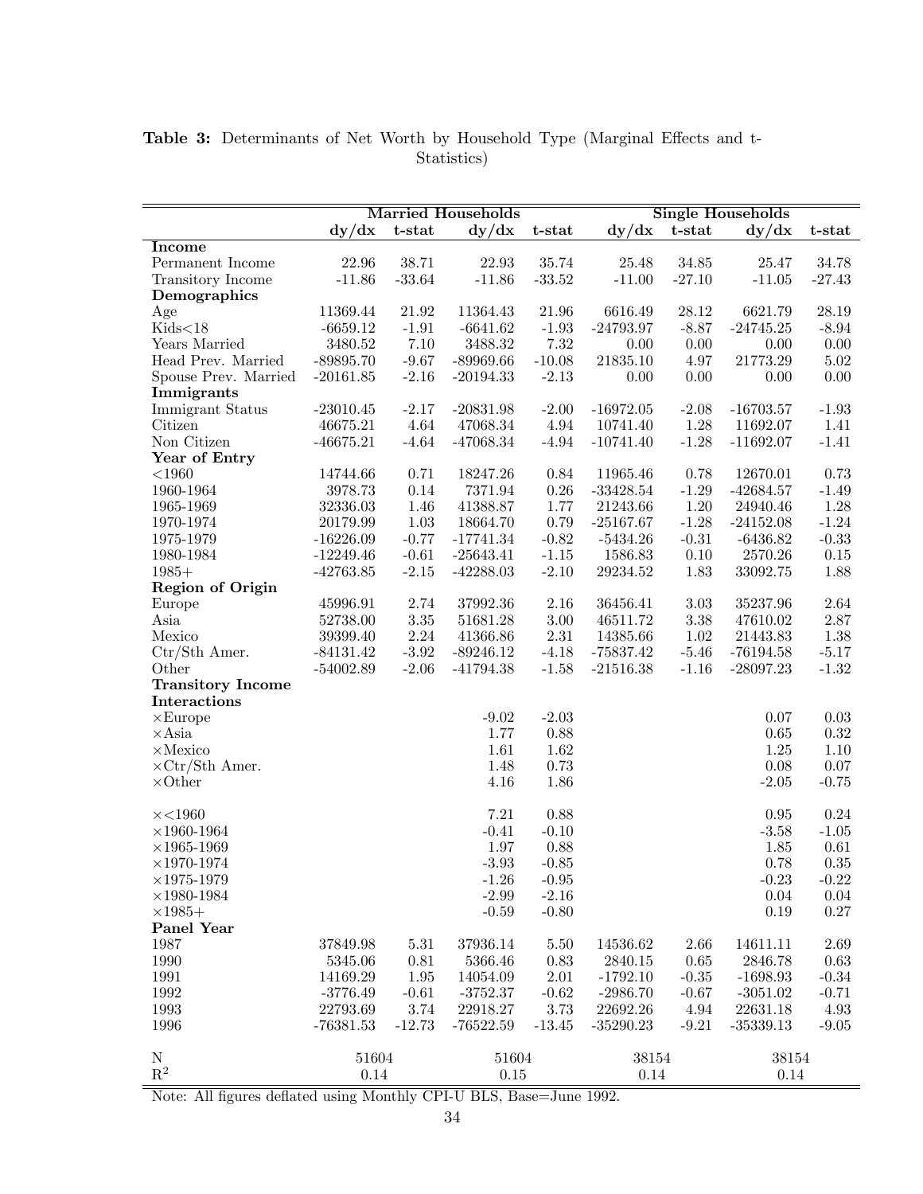**Table 3:** Determinants of Net Worth by Household Type (Marginal Effects and t-Statistics)

| | Married Households | | | | Single Households | | | |
|---|---|---|---|---|---|---|---|---|
| | **dy/dx** | **t-stat** | **dy/dx** | **t-stat** | **dy/dx** | **t-stat** | **dy/dx** | **t-stat** |
| **Income** | | | | | | | | |
| Permanent Income | 22.96 | 38.71 | 22.93 | 35.74 | 25.48 | 34.85 | 25.47 | 34.78 |
| Transitory Income | -11.86 | -33.64 | -11.86 | -33.52 | -11.00 | -27.10 | -11.05 | -27.43 |
| **Demographics** | | | | | | | | |
| Age | 11369.44 | 21.92 | 11364.43 | 21.96 | 6616.49 | 28.12 | 6621.79 | 28.19 |
| Kids<18 | -6659.12 | -1.91 | -6641.62 | -1.93 | -24793.97 | -8.87 | -24745.25 | -8.94 |
| Years Married | 3480.52 | 7.10 | 3488.32 | 7.32 | 0.00 | 0.00 | 0.00 | 0.00 |
| Head Prev. Married | -89895.70 | -9.67 | -89969.66 | -10.08 | 21835.10 | 4.97 | 21773.29 | 5.02 |
| Spouse Prev. Married | -20161.85 | -2.16 | -20194.33 | -2.13 | 0.00 | 0.00 | 0.00 | 0.00 |
| **Immigrants** | | | | | | | | |
| Immigrant Status | -23010.45 | -2.17 | -20831.98 | -2.00 | -16972.05 | -2.08 | -16703.57 | -1.93 |
| Citizen | 46675.21 | 4.64 | 47068.34 | 4.94 | 10741.40 | 1.28 | 11692.07 | 1.41 |
| Non Citizen | -46675.21 | -4.64 | -47068.34 | -4.94 | -10741.40 | -1.28 | -11692.07 | -1.41 |
| **Year of Entry** | | | | | | | | |
| <1960 | 14744.66 | 0.71 | 18247.26 | 0.84 | 11965.46 | 0.78 | 12670.01 | 0.73 |
| 1960-1964 | 3978.73 | 0.14 | 7371.94 | 0.26 | -33428.54 | -1.29 | -42684.57 | -1.49 |
| 1965-1969 | 32336.03 | 1.46 | 41388.87 | 1.77 | 21243.66 | 1.20 | 24940.46 | 1.28 |
| 1970-1974 | 20179.99 | 1.03 | 18664.70 | 0.79 | -25167.67 | -1.28 | -24152.08 | -1.24 |
| 1975-1979 | -16226.09 | -0.77 | -17741.34 | -0.82 | -5434.26 | -0.31 | -6436.82 | -0.33 |
| 1980-1984 | -12249.46 | -0.61 | -25643.41 | -1.15 | 1586.83 | 0.10 | 2570.26 | 0.15 |
| 1985+ | -42763.85 | -2.15 | -42288.03 | -2.10 | 29234.52 | 1.83 | 33092.75 | 1.88 |
| **Region of Origin** | | | | | | | | |
| Europe | 45996.91 | 2.74 | 37992.36 | 2.16 | 36456.41 | 3.03 | 35237.96 | 2.64 |
| Asia | 52738.00 | 3.35 | 51681.28 | 3.00 | 46511.72 | 3.38 | 47610.02 | 2.87 |
| Mexico | 39399.40 | 2.24 | 41366.86 | 2.31 | 14385.66 | 1.02 | 21443.83 | 1.38 |
| Ctr/Sth Amer. | -84131.42 | -3.92 | -89246.12 | -4.18 | -75837.42 | -5.46 | -76194.58 | -5.17 |
| Other | -54002.89 | -2.06 | -41794.38 | -1.58 | -21516.38 | -1.16 | -28097.23 | -1.32 |
| **Transitory Income Interactions** | | | | | | | | |
| ×Europe | | | -9.02 | -2.03 | | | 0.07 | 0.03 |
| ×Asia | | | 1.77 | 0.88 | | | 0.65 | 0.32 |
| ×Mexico | | | 1.61 | 1.62 | | | 1.25 | 1.10 |
| ×Ctr/Sth Amer. | | | 1.48 | 0.73 | | | 0.08 | 0.07 |
| ×Other | | | 4.16 | 1.86 | | | -2.05 | -0.75 |
| ×<1960 | | | 7.21 | 0.88 | | | 0.95 | 0.24 |
| ×1960-1964 | | | -0.41 | -0.10 | | | -3.58 | -1.05 |
| ×1965-1969 | | | 1.97 | 0.88 | | | 1.85 | 0.61 |
| ×1970-1974 | | | -3.93 | -0.85 | | | 0.78 | 0.35 |
| ×1975-1979 | | | -1.26 | -0.95 | | | -0.23 | -0.22 |
| ×1980-1984 | | | -2.99 | -2.16 | | | 0.04 | 0.04 |
| ×1985+ | | | -0.59 | -0.80 | | | 0.19 | 0.27 |
| **Panel Year** | | | | | | | | |
| 1987 | 37849.98 | 5.31 | 37936.14 | 5.50 | 14536.62 | 2.66 | 14611.11 | 2.69 |
| 1990 | 5345.06 | 0.81 | 5366.46 | 0.83 | 2840.15 | 0.65 | 2846.78 | 0.63 |
| 1991 | 14169.29 | 1.95 | 14054.09 | 2.01 | -1792.10 | -0.35 | -1698.93 | -0.34 |
| 1992 | -3776.49 | -0.61 | -3752.37 | -0.62 | -2986.70 | -0.67 | -3051.02 | -0.71 |
| 1993 | 22793.69 | 3.74 | 22918.27 | 3.73 | 22692.26 | 4.94 | 22631.18 | 4.93 |
| 1996 | -76381.53 | -12.73 | -76522.59 | -13.45 | -35290.23 | -9.21 | -35339.13 | -9.05 |
| N | 51604 | | 51604 | | 38154 | | 38154 | |
| $R^2$ | 0.14 | | 0.15 | | 0.14 | | 0.14 | |

Note: All figures deflated using Monthly CPI-U BLS, Base=June 1992.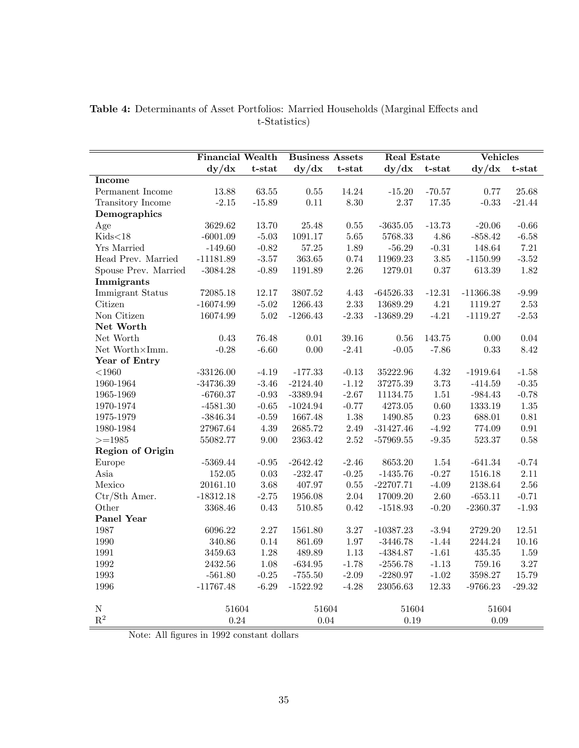**Table 4:** Determinants of Asset Portfolios: Married Households (Marginal Effects and t-Statistics)

| | Financial Wealth | | Business Assets | | Real Estate | | Vehicles | |
|---|---|---|---|---|---|---|---|---|
| | dy/dx | t-stat | dy/dx | t-stat | dy/dx | t-stat | dy/dx | t-stat |
| **Income** | | | | | | | | |
| Permanent Income | 13.88 | 63.55 | 0.55 | 14.24 | -15.20 | -70.57 | 0.77 | 25.68 |
| Transitory Income | -2.15 | -15.89 | 0.11 | 8.30 | 2.37 | 17.35 | -0.33 | -21.44 |
| **Demographics** | | | | | | | | |
| Age | 3629.62 | 13.70 | 25.48 | 0.55 | -3635.05 | -13.73 | -20.06 | -0.66 |
| Kids<18 | -6001.09 | -5.03 | 1091.17 | 5.65 | 5768.33 | 4.86 | -858.42 | -6.58 |
| Yrs Married | -149.60 | -0.82 | 57.25 | 1.89 | -56.29 | -0.31 | 148.64 | 7.21 |
| Head Prev. Married | -11181.89 | -3.57 | 363.65 | 0.74 | 11969.23 | 3.85 | -1150.99 | -3.52 |
| Spouse Prev. Married | -3084.28 | -0.89 | 1191.89 | 2.26 | 1279.01 | 0.37 | 613.39 | 1.82 |
| **Immigrants** | | | | | | | | |
| Immigrant Status | 72085.18 | 12.17 | 3807.52 | 4.43 | -64526.33 | -12.31 | -11366.38 | -9.99 |
| Citizen | -16074.99 | -5.02 | 1266.43 | 2.33 | 13689.29 | 4.21 | 1119.27 | 2.53 |
| Non Citizen | 16074.99 | 5.02 | -1266.43 | -2.33 | -13689.29 | -4.21 | -1119.27 | -2.53 |
| **Net Worth** | | | | | | | | |
| Net Worth | 0.43 | 76.48 | 0.01 | 39.16 | 0.56 | 143.75 | 0.00 | 0.04 |
| Net Worth×Imm. | -0.28 | -6.60 | 0.00 | -2.41 | -0.05 | -7.86 | 0.33 | 8.42 |
| **Year of Entry** | | | | | | | | |
| <1960 | -33126.00 | -4.19 | -177.33 | -0.13 | 35222.96 | 4.32 | -1919.64 | -1.58 |
| 1960-1964 | -34736.39 | -3.46 | -2124.40 | -1.12 | 37275.39 | 3.73 | -414.59 | -0.35 |
| 1965-1969 | -6760.37 | -0.93 | -3389.94 | -2.67 | 11134.75 | 1.51 | -984.43 | -0.78 |
| 1970-1974 | -4581.30 | -0.65 | -1024.94 | -0.77 | 4273.05 | 0.60 | 1333.19 | 1.35 |
| 1975-1979 | -3846.34 | -0.59 | 1667.48 | 1.38 | 1490.85 | 0.23 | 688.01 | 0.81 |
| 1980-1984 | 27967.64 | 4.39 | 2685.72 | 2.49 | -31427.46 | -4.92 | 774.09 | 0.91 |
| >=1985 | 55082.77 | 9.00 | 2363.42 | 2.52 | -57969.55 | -9.35 | 523.37 | 0.58 |
| **Region of Origin** | | | | | | | | |
| Europe | -5369.44 | -0.95 | -2642.42 | -2.46 | 8653.20 | 1.54 | -641.34 | -0.74 |
| Asia | 152.05 | 0.03 | -232.47 | -0.25 | -1435.76 | -0.27 | 1516.18 | 2.11 |
| Mexico | 20161.10 | 3.68 | 407.97 | 0.55 | -22707.71 | -4.09 | 2138.64 | 2.56 |
| Ctr/Sth Amer. | -18312.18 | -2.75 | 1956.08 | 2.04 | 17009.20 | 2.60 | -653.11 | -0.71 |
| Other | 3368.46 | 0.43 | 510.85 | 0.42 | -1518.93 | -0.20 | -2360.37 | -1.93 |
| **Panel Year** | | | | | | | | |
| 1987 | 6096.22 | 2.27 | 1561.80 | 3.27 | -10387.23 | -3.94 | 2729.20 | 12.51 |
| 1990 | 340.86 | 0.14 | 861.69 | 1.97 | -3446.78 | -1.44 | 2244.24 | 10.16 |
| 1991 | 3459.63 | 1.28 | 489.89 | 1.13 | -4384.87 | -1.61 | 435.35 | 1.59 |
| 1992 | 2432.56 | 1.08 | -634.95 | -1.78 | -2556.78 | -1.13 | 759.16 | 3.27 |
| 1993 | -561.80 | -0.25 | -755.50 | -2.09 | -2280.97 | -1.02 | 3598.27 | 15.79 |
| 1996 | -11767.48 | -6.29 | -1522.92 | -4.28 | 23056.63 | 12.33 | -9766.23 | -29.32 |
| N | 51604 | | 51604 | | 51604 | | 51604 | |
| $R^2$ | 0.24 | | 0.04 | | 0.19 | | 0.09 | |

Note: All figures in 1992 constant dollars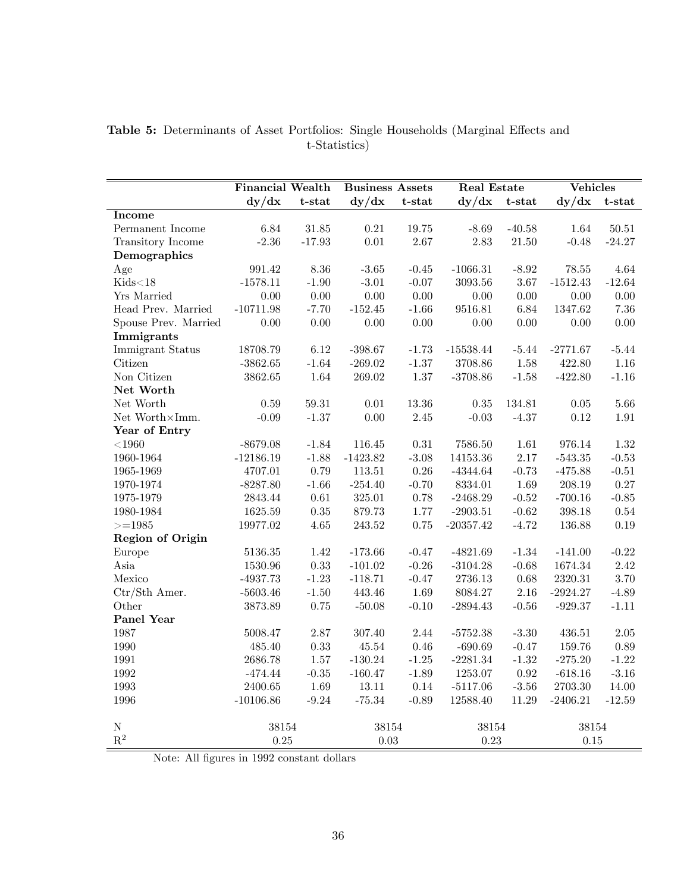**Table 5:** Determinants of Asset Portfolios: Single Households (Marginal Effects and t-Statistics)

| | Financial Wealth | | Business Assets | | Real Estate | | Vehicles | |
|---|---|---|---|---|---|---|---|---|
| | dy/dx | t-stat | dy/dx | t-stat | dy/dx | t-stat | dy/dx | t-stat |
| **Income** | | | | | | | | |
| Permanent Income | 6.84 | 31.85 | 0.21 | 19.75 | -8.69 | -40.58 | 1.64 | 50.51 |
| Transitory Income | -2.36 | -17.93 | 0.01 | 2.67 | 2.83 | 21.50 | -0.48 | -24.27 |
| **Demographics** | | | | | | | | |
| Age | 991.42 | 8.36 | -3.65 | -0.45 | -1066.31 | -8.92 | 78.55 | 4.64 |
| Kids<18 | -1578.11 | -1.90 | -3.01 | -0.07 | 3093.56 | 3.67 | -1512.43 | -12.64 |
| Yrs Married | 0.00 | 0.00 | 0.00 | 0.00 | 0.00 | 0.00 | 0.00 | 0.00 |
| Head Prev. Married | -10711.98 | -7.70 | -152.45 | -1.66 | 9516.81 | 6.84 | 1347.62 | 7.36 |
| Spouse Prev. Married | 0.00 | 0.00 | 0.00 | 0.00 | 0.00 | 0.00 | 0.00 | 0.00 |
| **Immigrants** | | | | | | | | |
| Immigrant Status | 18708.79 | 6.12 | -398.67 | -1.73 | -15538.44 | -5.44 | -2771.67 | -5.44 |
| Citizen | -3862.65 | -1.64 | -269.02 | -1.37 | 3708.86 | 1.58 | 422.80 | 1.16 |
| Non Citizen | 3862.65 | 1.64 | 269.02 | 1.37 | -3708.86 | -1.58 | -422.80 | -1.16 |
| **Net Worth** | | | | | | | | |
| Net Worth | 0.59 | 59.31 | 0.01 | 13.36 | 0.35 | 134.81 | 0.05 | 5.66 |
| Net Worth×Imm. | -0.09 | -1.37 | 0.00 | 2.45 | -0.03 | -4.37 | 0.12 | 1.91 |
| **Year of Entry** | | | | | | | | |
| <1960 | -8679.08 | -1.84 | 116.45 | 0.31 | 7586.50 | 1.61 | 976.14 | 1.32 |
| 1960-1964 | -12186.19 | -1.88 | -1423.82 | -3.08 | 14153.36 | 2.17 | -543.35 | -0.53 |
| 1965-1969 | 4707.01 | 0.79 | 113.51 | 0.26 | -4344.64 | -0.73 | -475.88 | -0.51 |
| 1970-1974 | -8287.80 | -1.66 | -254.40 | -0.70 | 8334.01 | 1.69 | 208.19 | 0.27 |
| 1975-1979 | 2843.44 | 0.61 | 325.01 | 0.78 | -2468.29 | -0.52 | -700.16 | -0.85 |
| 1980-1984 | 1625.59 | 0.35 | 879.73 | 1.77 | -2903.51 | -0.62 | 398.18 | 0.54 |
| >=1985 | 19977.02 | 4.65 | 243.52 | 0.75 | -20357.42 | -4.72 | 136.88 | 0.19 |
| **Region of Origin** | | | | | | | | |
| Europe | 5136.35 | 1.42 | -173.66 | -0.47 | -4821.69 | -1.34 | -141.00 | -0.22 |
| Asia | 1530.96 | 0.33 | -101.02 | -0.26 | -3104.28 | -0.68 | 1674.34 | 2.42 |
| Mexico | -4937.73 | -1.23 | -118.71 | -0.47 | 2736.13 | 0.68 | 2320.31 | 3.70 |
| Ctr/Sth Amer. | -5603.46 | -1.50 | 443.46 | 1.69 | 8084.27 | 2.16 | -2924.27 | -4.89 |
| Other | 3873.89 | 0.75 | -50.08 | -0.10 | -2894.43 | -0.56 | -929.37 | -1.11 |
| **Panel Year** | | | | | | | | |
| 1987 | 5008.47 | 2.87 | 307.40 | 2.44 | -5752.38 | -3.30 | 436.51 | 2.05 |
| 1990 | 485.40 | 0.33 | 45.54 | 0.46 | -690.69 | -0.47 | 159.76 | 0.89 |
| 1991 | 2686.78 | 1.57 | -130.24 | -1.25 | -2281.34 | -1.32 | -275.20 | -1.22 |
| 1992 | -474.44 | -0.35 | -160.47 | -1.89 | 1253.07 | 0.92 | -618.16 | -3.16 |
| 1993 | 2400.65 | 1.69 | 13.11 | 0.14 | -5117.06 | -3.56 | 2703.30 | 14.00 |
| 1996 | -10106.86 | -9.24 | -75.34 | -0.89 | 12588.40 | 11.29 | -2406.21 | -12.59 |
| N | 38154 | | 38154 | | 38154 | | 38154 | |
| $R^2$ | 0.25 | | 0.03 | | 0.23 | | 0.15 | |

Note: All figures in 1992 constant dollars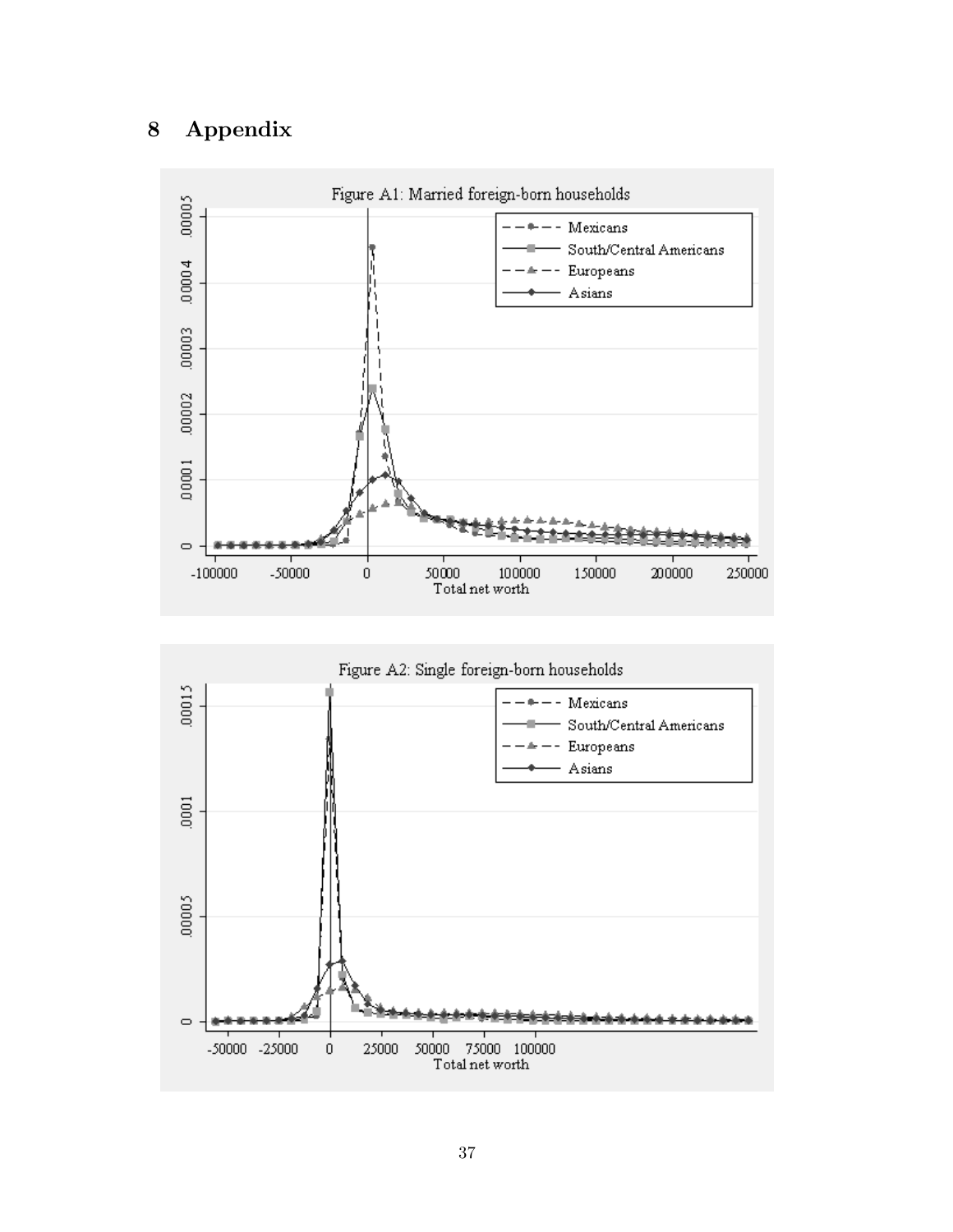# 8 Appendix

Figure A1: Married foreign-born households

Figure A2: Single foreign-born households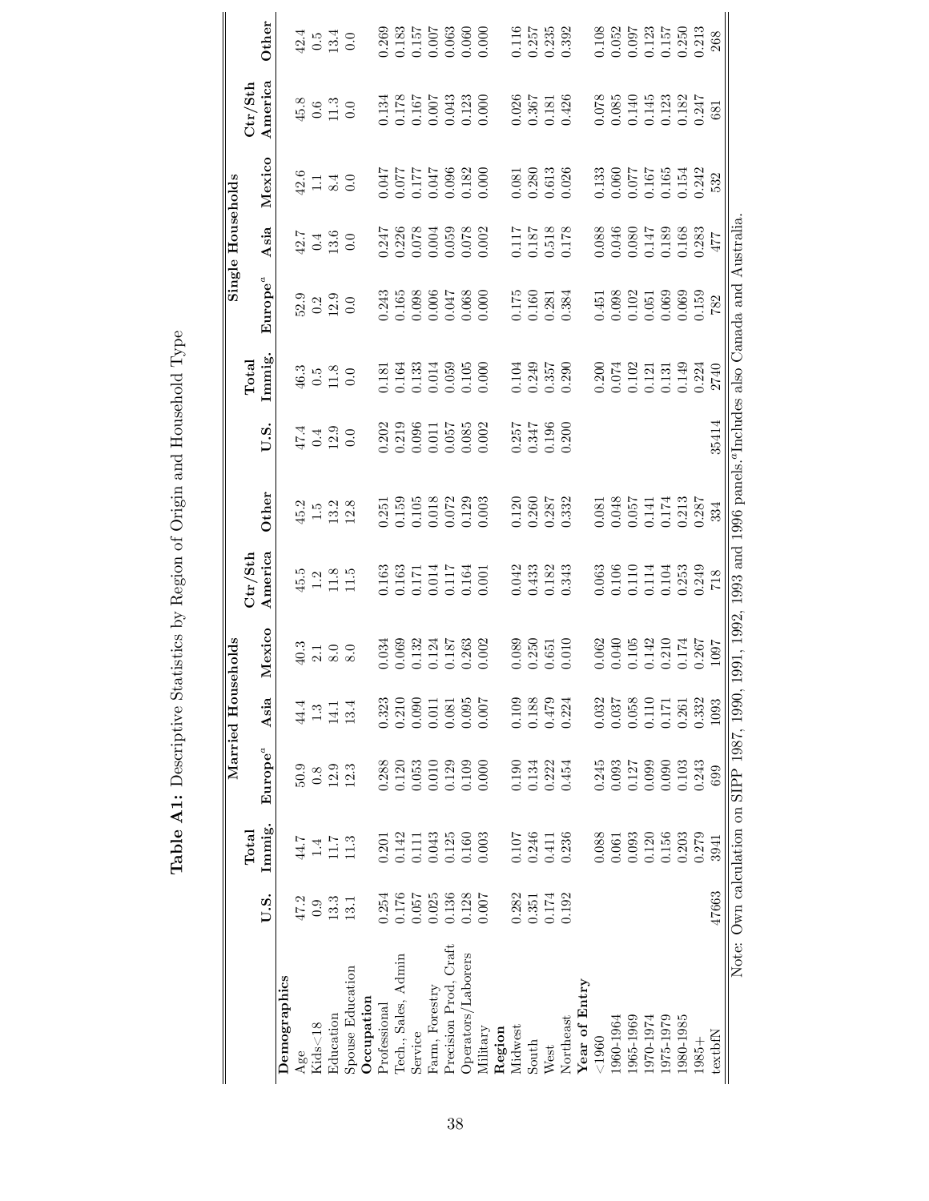**Table A1:** Descriptive Statistics by Region of Origin and Household Type

| | | Married Households | | | | | | | Single Households | | | | | |
|---|---|---|---|---|---|---|---|---|---|---|---|---|---|---|
| | U.S. | Total Immig. | Europe$^a$ | Asia | Mexico | Ctr/Sth America | Other | U.S. | Total Immig. | Europe$^a$ | Asia | Mexico | Ctr/Sth America | Other |
| **Demographics** | | | | | | | | | | | | | | |
| Age | 47.2 | 44.7 | 50.9 | 44.4 | 40.3 | 45.5 | 45.2 | 47.4 | 46.3 | 52.9 | 42.7 | 42.6 | 45.8 | 42.4 |
| Kids<18 | 0.9 | 1.4 | 0.8 | 1.3 | 2.1 | 1.2 | 1.5 | 0.4 | 0.5 | 0.2 | 0.4 | 1.1 | 0.6 | 0.5 |
| Education | 13.3 | 11.7 | 12.9 | 14.1 | 8.0 | 11.8 | 13.2 | 12.9 | 11.8 | 12.9 | 13.6 | 8.4 | 11.3 | 13.4 |
| Spouse Education | 13.1 | 11.3 | 12.3 | 13.4 | 8.0 | 11.5 | 12.8 | 0.0 | 0.0 | 0.0 | 0.0 | 0.0 | 0.0 | 0.0 |
| **Occupation** | | | | | | | | | | | | | | |
| Professional | 0.254 | 0.201 | 0.288 | 0.323 | 0.034 | 0.163 | 0.251 | 0.202 | 0.181 | 0.243 | 0.247 | 0.047 | 0.134 | 0.269 |
| Tech., Sales, Admin | 0.176 | 0.142 | 0.120 | 0.210 | 0.069 | 0.163 | 0.159 | 0.219 | 0.164 | 0.165 | 0.226 | 0.077 | 0.178 | 0.183 |
| Service | 0.057 | 0.111 | 0.053 | 0.090 | 0.132 | 0.171 | 0.105 | 0.096 | 0.133 | 0.098 | 0.078 | 0.177 | 0.167 | 0.157 |
| Farm, Forestry | 0.025 | 0.043 | 0.010 | 0.011 | 0.124 | 0.014 | 0.018 | 0.011 | 0.014 | 0.006 | 0.004 | 0.047 | 0.007 | 0.007 |
| Precision Prod, Craft | 0.136 | 0.125 | 0.129 | 0.081 | 0.187 | 0.117 | 0.072 | 0.057 | 0.059 | 0.047 | 0.059 | 0.096 | 0.043 | 0.063 |
| Operators/Laborers | 0.128 | 0.160 | 0.109 | 0.095 | 0.263 | 0.164 | 0.129 | 0.085 | 0.105 | 0.068 | 0.078 | 0.182 | 0.123 | 0.060 |
| Military | 0.007 | 0.003 | 0.000 | 0.007 | 0.002 | 0.001 | 0.003 | 0.002 | 0.000 | 0.000 | 0.002 | 0.000 | 0.000 | 0.000 |
| **Region** | | | | | | | | | | | | | | |
| Midwest | 0.282 | 0.107 | 0.190 | 0.109 | 0.089 | 0.042 | 0.120 | 0.257 | 0.104 | 0.175 | 0.117 | 0.081 | 0.026 | 0.116 |
| South | 0.351 | 0.246 | 0.134 | 0.188 | 0.250 | 0.433 | 0.260 | 0.347 | 0.249 | 0.160 | 0.187 | 0.280 | 0.367 | 0.257 |
| West | 0.174 | 0.411 | 0.222 | 0.479 | 0.651 | 0.182 | 0.287 | 0.196 | 0.357 | 0.281 | 0.518 | 0.613 | 0.181 | 0.235 |
| Northeast | 0.192 | 0.236 | 0.454 | 0.224 | 0.010 | 0.343 | 0.332 | 0.200 | 0.290 | 0.384 | 0.178 | 0.026 | 0.426 | 0.392 |
| **Year of Entry** | | | | | | | | | | | | | | |
| <1960 | | 0.088 | 0.245 | 0.032 | 0.062 | 0.063 | 0.081 | | 0.200 | 0.451 | 0.088 | 0.133 | 0.078 | 0.108 |
| 1960-1964 | | 0.061 | 0.093 | 0.037 | 0.040 | 0.106 | 0.048 | | 0.074 | 0.098 | 0.046 | 0.060 | 0.085 | 0.052 |
| 1965-1969 | | 0.093 | 0.127 | 0.058 | 0.105 | 0.110 | 0.057 | | 0.102 | 0.102 | 0.080 | 0.077 | 0.140 | 0.097 |
| 1970-1974 | | 0.120 | 0.099 | 0.110 | 0.142 | 0.114 | 0.141 | | 0.121 | 0.051 | 0.147 | 0.167 | 0.145 | 0.123 |
| 1975-1979 | | 0.156 | 0.090 | 0.171 | 0.210 | 0.104 | 0.174 | | 0.131 | 0.069 | 0.189 | 0.165 | 0.123 | 0.157 |
| 1980-1985 | | 0.203 | 0.103 | 0.261 | 0.174 | 0.253 | 0.213 | | 0.149 | 0.069 | 0.168 | 0.154 | 0.182 | 0.250 |
| 1985+ | | 0.279 | 0.243 | 0.332 | 0.267 | 0.249 | 0.287 | | 0.224 | 0.159 | 0.283 | 0.242 | 0.247 | 0.213 |
| textbfN | 47663 | 3941 | 699 | 1093 | 1097 | 718 | 334 | 35414 | 2740 | 782 | 477 | 532 | 681 | 268 |

Note: Own calculation on SIPP 1987, 1990, 1991, 1992, 1993 and 1996 panels.[a]Includes also Canada and Australia.